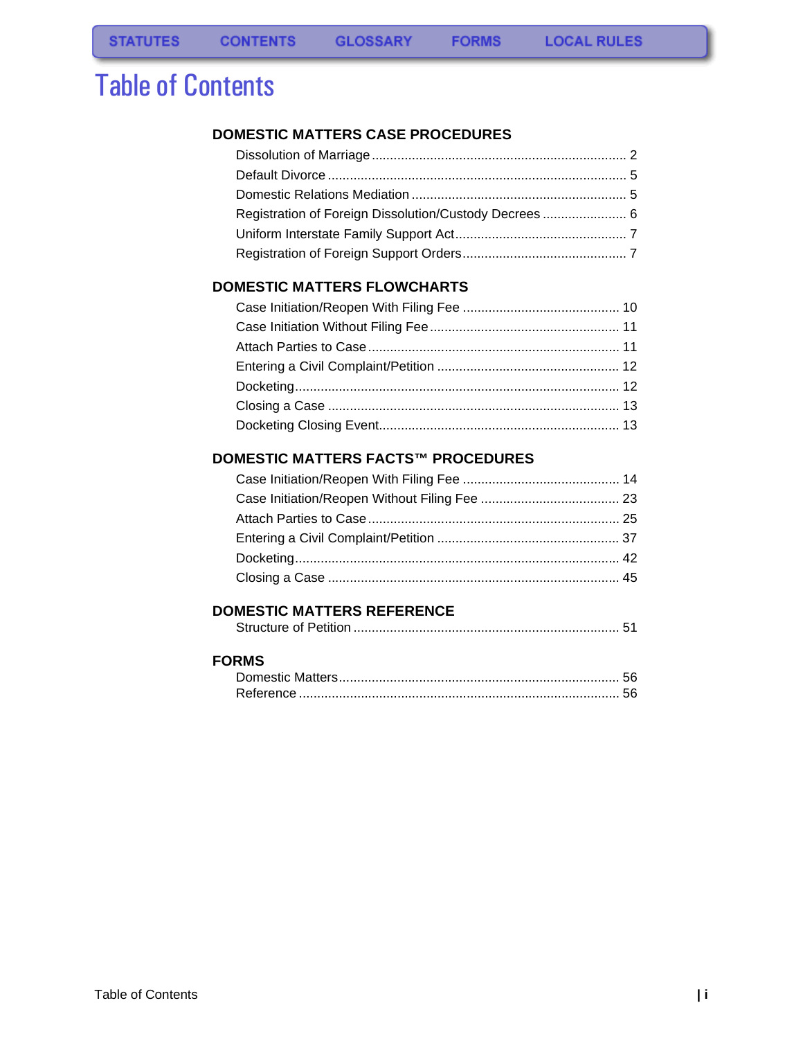STATUTES CONTENTS GLOSSARY FORMS LOCAL RULES

# Table of Contents

## DOMESTIC MATTERS CASE PROCEDURES

Dissolution of Marriage ..................................................................... 2
Default Divorce ................................................................................. 5
Domestic Relations Mediation ........................................................... 5
Registration of Foreign Dissolution/Custody Decrees ....................... 6
Uniform Interstate Family Support Act............................................... 7
Registration of Foreign Support Orders............................................. 7

## DOMESTIC MATTERS FLOWCHARTS

Case Initiation/Reopen With Filing Fee ........................................... 10
Case Initiation Without Filing Fee .................................................... 11
Attach Parties to Case .................................................................... 11
Entering a Civil Complaint/Petition .................................................. 12
Docketing........................................................................................ 12
Closing a Case ................................................................................ 13
Docketing Closing Event.................................................................. 13

## DOMESTIC MATTERS FACTS™ PROCEDURES

Case Initiation/Reopen With Filing Fee ........................................... 14
Case Initiation/Reopen Without Filing Fee ...................................... 23
Attach Parties to Case .................................................................... 25
Entering a Civil Complaint/Petition .................................................. 37
Docketing........................................................................................ 42
Closing a Case ................................................................................ 45

## DOMESTIC MATTERS REFERENCE

Structure of Petition ......................................................................... 51

## FORMS

Domestic Matters............................................................................. 56
Reference ....................................................................................... 56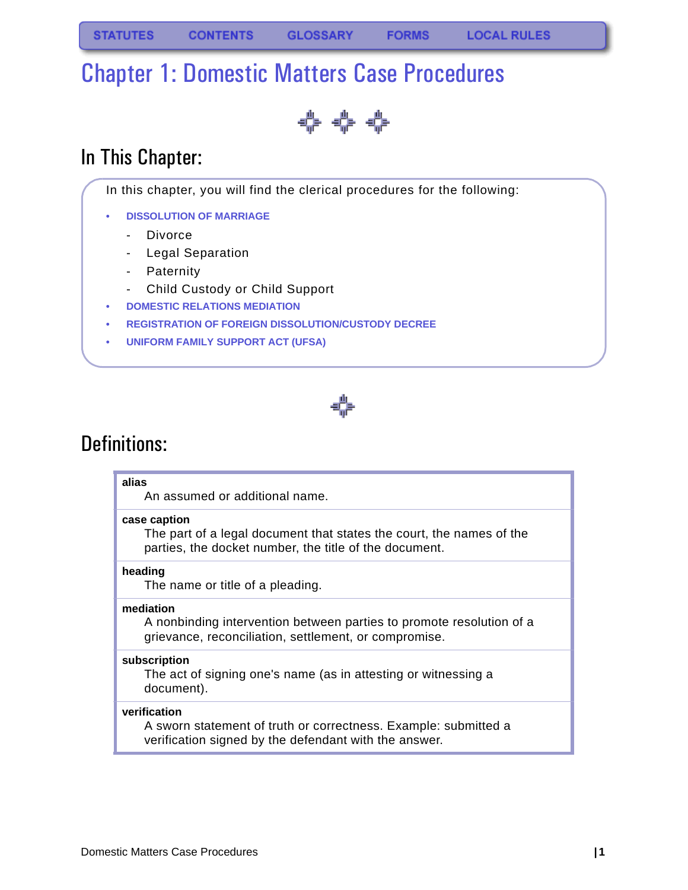STATUTES CONTENTS GLOSSARY FORMS LOCAL RULES

# Chapter 1: Domestic Matters Case Procedures

## In This Chapter:

In this chapter, you will find the clerical procedures for the following:

- **DISSOLUTION OF MARRIAGE**
  - Divorce
  - Legal Separation
  - Paternity
  - Child Custody or Child Support
- **DOMESTIC RELATIONS MEDIATION**
- **REGISTRATION OF FOREIGN DISSOLUTION/CUSTODY DECREE**
- **UNIFORM FAMILY SUPPORT ACT (UFSA)**

## Definitions:

**alias**
An assumed or additional name.

**case caption**
The part of a legal document that states the court, the names of the parties, the docket number, the title of the document.

**heading**
The name or title of a pleading.

**mediation**
A nonbinding intervention between parties to promote resolution of a grievance, reconciliation, settlement, or compromise.

**subscription**
The act of signing one's name (as in attesting or witnessing a document).

**verification**
A sworn statement of truth or correctness. Example: submitted a verification signed by the defendant with the answer.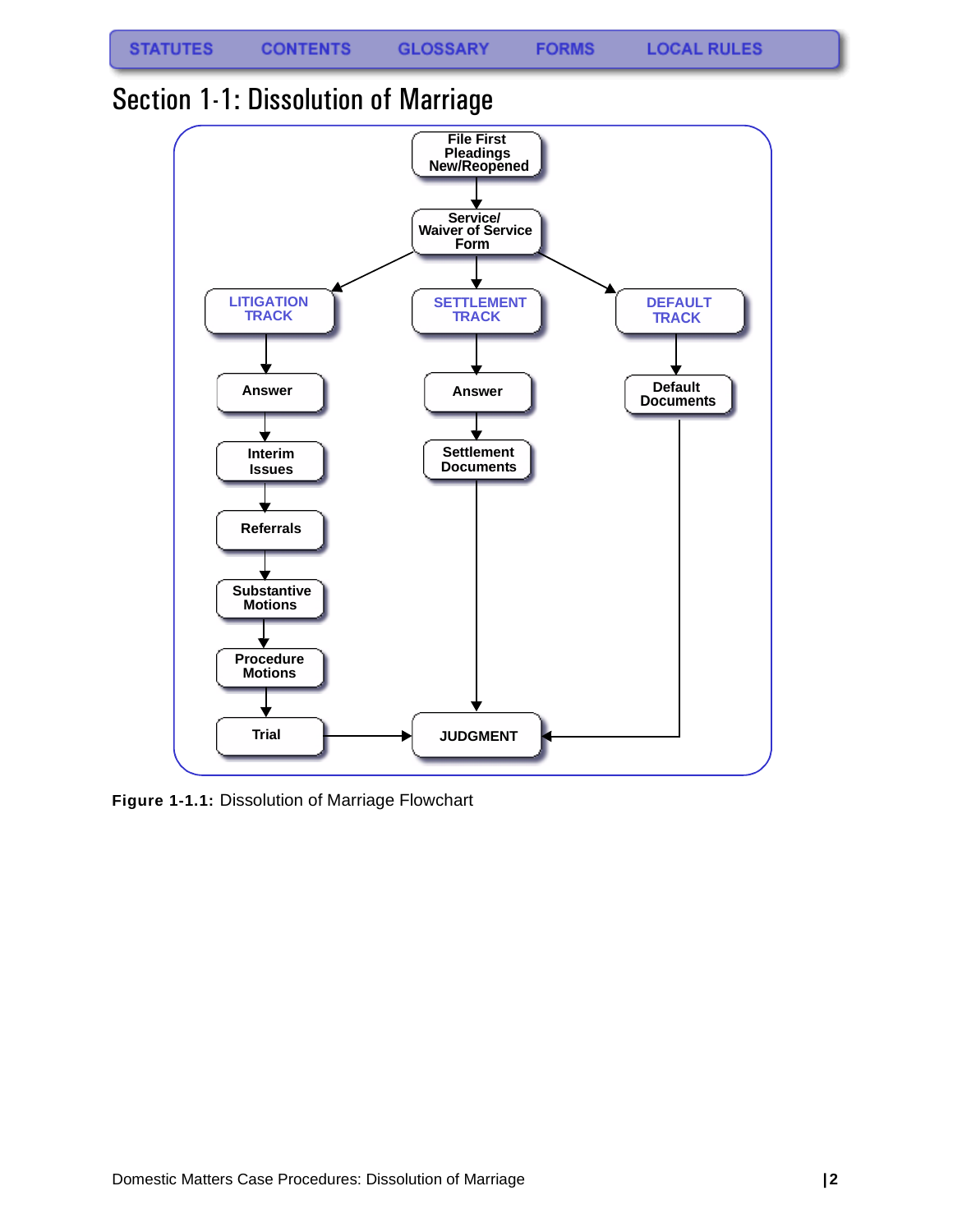STATUTES CONTENTS GLOSSARY FORMS LOCAL RULES

# Section 1-1: Dissolution of Marriage

File First Pleadings New/Reopened

Service/ Waiver of Service Form

LITIGATION TRACK

SETTLEMENT TRACK

DEFAULT TRACK

Answer

Answer

Default Documents

Interim Issues

Settlement Documents

Referrals

Substantive Motions

Procedure Motions

Trial

JUDGMENT

**Figure 1-1.1:** Dissolution of Marriage Flowchart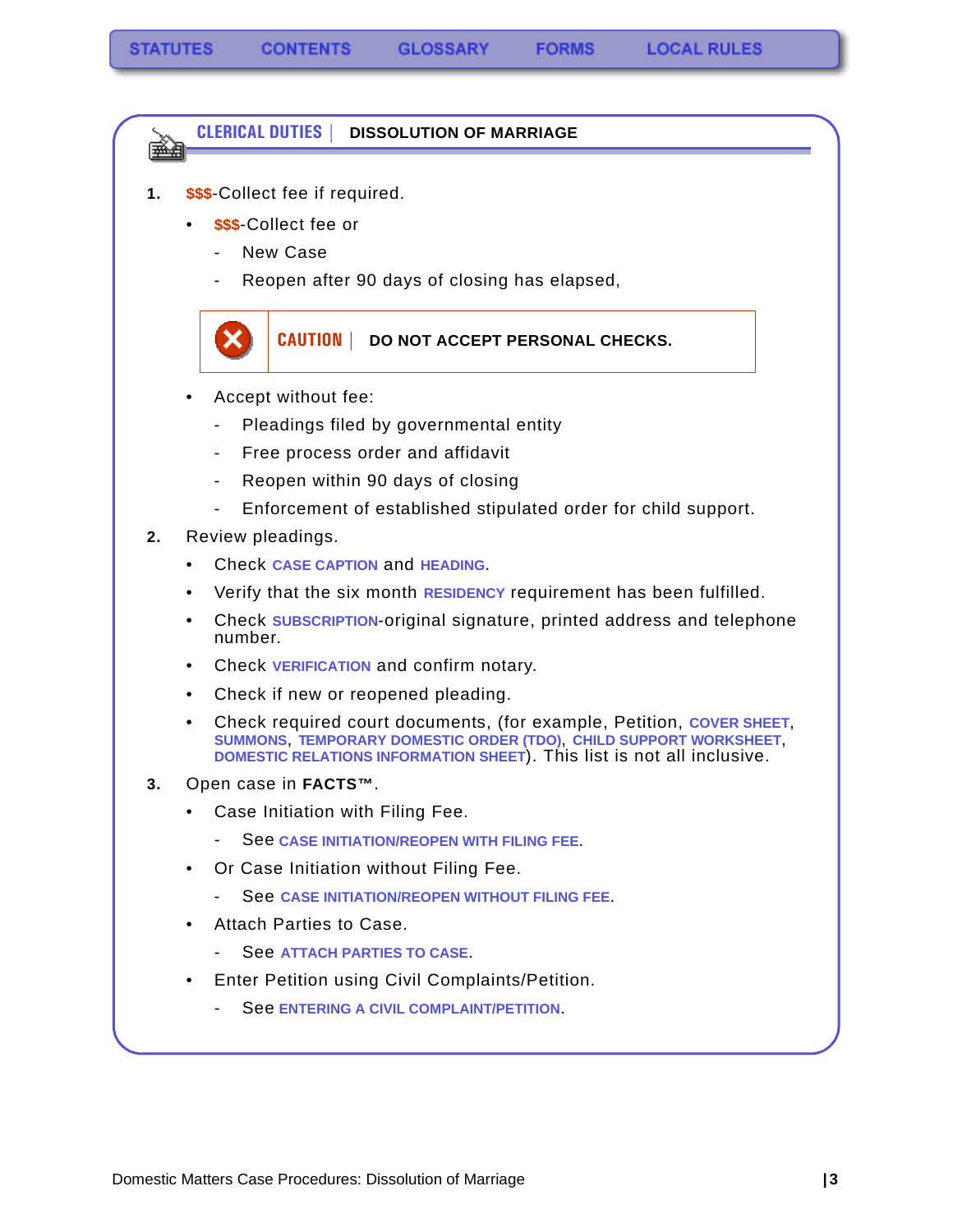STATUTES CONTENTS GLOSSARY FORMS LOCAL RULES

## CLERICAL DUTIES | DISSOLUTION OF MARRIAGE

1. $$$-Collect fee if required.
   - $$$-Collect fee or
     - New Case
     - Reopen after 90 days of closing has elapsed,

> **CAUTION** | **DO NOT ACCEPT PERSONAL CHECKS.**

   - Accept without fee:
     - Pleadings filed by governmental entity
     - Free process order and affidavit
     - Reopen within 90 days of closing
     - Enforcement of established stipulated order for child support.
2. Review pleadings.
   - Check CASE CAPTION and HEADING.
   - Verify that the six month RESIDENCY requirement has been fulfilled.
   - Check SUBSCRIPTION-original signature, printed address and telephone number.
   - Check VERIFICATION and confirm notary.
   - Check if new or reopened pleading.
   - Check required court documents, (for example, Petition, COVER SHEET, SUMMONS, TEMPORARY DOMESTIC ORDER (TDO), CHILD SUPPORT WORKSHEET, DOMESTIC RELATIONS INFORMATION SHEET). This list is not all inclusive.
3. Open case in **FACTS™**.
   - Case Initiation with Filing Fee.
     - See CASE INITIATION/REOPEN WITH FILING FEE.
   - Or Case Initiation without Filing Fee.
     - See CASE INITIATION/REOPEN WITHOUT FILING FEE.
   - Attach Parties to Case.
     - See ATTACH PARTIES TO CASE.
   - Enter Petition using Civil Complaints/Petition.
     - See ENTERING A CIVIL COMPLAINT/PETITION.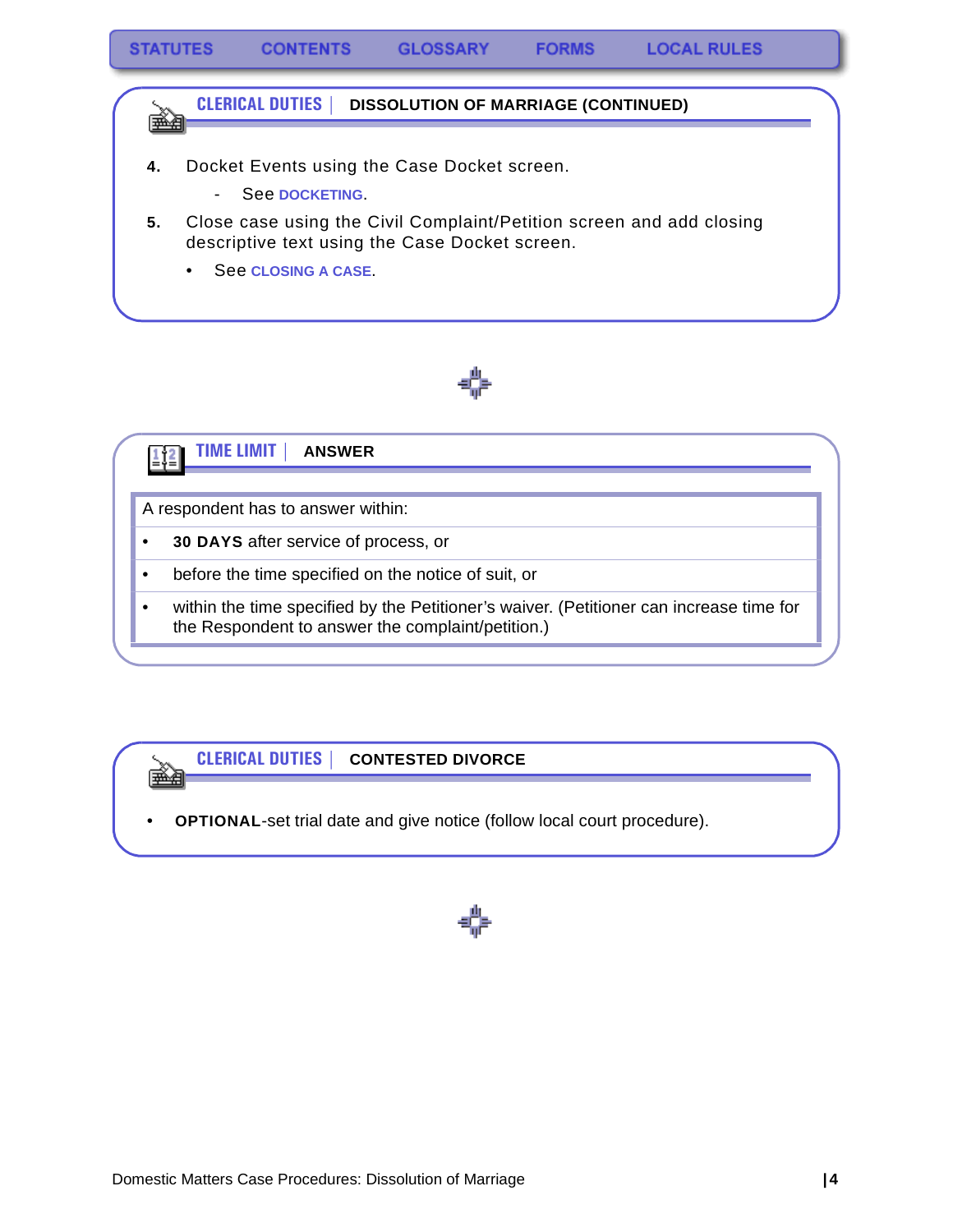STATUTES CONTENTS GLOSSARY FORMS LOCAL RULES

## CLERICAL DUTIES | DISSOLUTION OF MARRIAGE (CONTINUED)

4. Docket Events using the Case Docket screen.
   - See DOCKETING.
5. Close case using the Civil Complaint/Petition screen and add closing descriptive text using the Case Docket screen.
   - See CLOSING A CASE.

## TIME LIMIT | ANSWER

| |
|---|
| A respondent has to answer within: |
| • **30 DAYS** after service of process, or |
| • before the time specified on the notice of suit, or |
| • within the time specified by the Petitioner's waiver. (Petitioner can increase time for the Respondent to answer the complaint/petition.) |

## CLERICAL DUTIES | CONTESTED DIVORCE

- **OPTIONAL**-set trial date and give notice (follow local court procedure).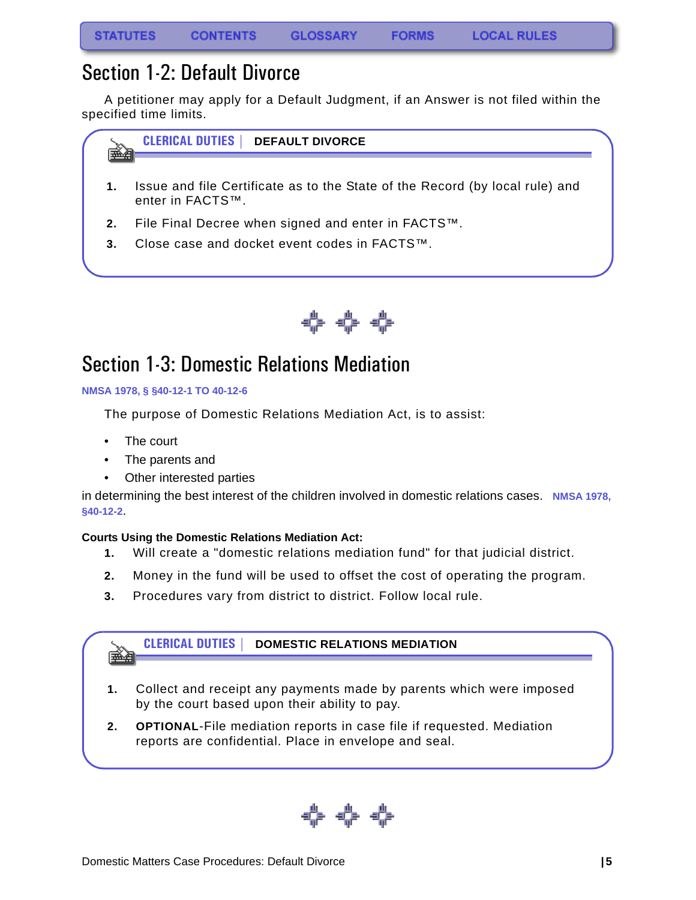# Section 1-2: Default Divorce

A petitioner may apply for a Default Judgment, if an Answer is not filed within the specified time limits.

**CLERICAL DUTIES | DEFAULT DIVORCE**

1. Issue and file Certificate as to the State of the Record (by local rule) and enter in FACTS™.
2. File Final Decree when signed and enter in FACTS™.
3. Close case and docket event codes in FACTS™.

# Section 1-3: Domestic Relations Mediation

**NMSA 1978, § §40-12-1 TO 40-12-6**

The purpose of Domestic Relations Mediation Act, is to assist:

- The court
- The parents and
- Other interested parties

in determining the best interest of the children involved in domestic relations cases. **NMSA 1978, §40-12-2**.

**Courts Using the Domestic Relations Mediation Act:**

1. Will create a "domestic relations mediation fund" for that judicial district.
2. Money in the fund will be used to offset the cost of operating the program.
3. Procedures vary from district to district. Follow local rule.

**CLERICAL DUTIES | DOMESTIC RELATIONS MEDIATION**

1. Collect and receipt any payments made by parents which were imposed by the court based upon their ability to pay.
2. **OPTIONAL**-File mediation reports in case file if requested. Mediation reports are confidential. Place in envelope and seal.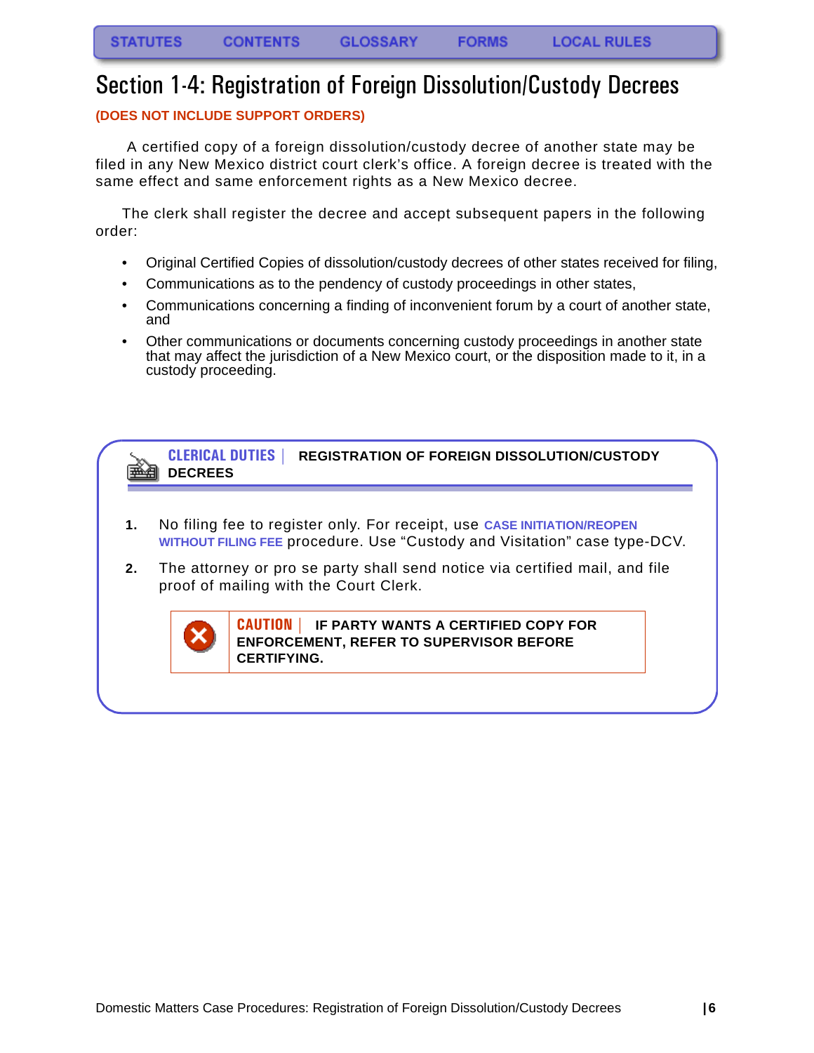# Section 1-4: Registration of Foreign Dissolution/Custody Decrees

**(DOES NOT INCLUDE SUPPORT ORDERS)**

A certified copy of a foreign dissolution/custody decree of another state may be filed in any New Mexico district court clerk's office. A foreign decree is treated with the same effect and same enforcement rights as a New Mexico decree.

The clerk shall register the decree and accept subsequent papers in the following order:

- Original Certified Copies of dissolution/custody decrees of other states received for filing,
- Communications as to the pendency of custody proceedings in other states,
- Communications concerning a finding of inconvenient forum by a court of another state, and
- Other communications or documents concerning custody proceedings in another state that may affect the jurisdiction of a New Mexico court, or the disposition made to it, in a custody proceeding.

## CLERICAL DUTIES | REGISTRATION OF FOREIGN DISSOLUTION/CUSTODY DECREES

1. No filing fee to register only. For receipt, use **CASE INITIATION/REOPEN WITHOUT FILING FEE** procedure. Use "Custody and Visitation" case type-DCV.
2. The attorney or pro se party shall send notice via certified mail, and file proof of mailing with the Court Clerk.

> **CAUTION | IF PARTY WANTS A CERTIFIED COPY FOR ENFORCEMENT, REFER TO SUPERVISOR BEFORE CERTIFYING.**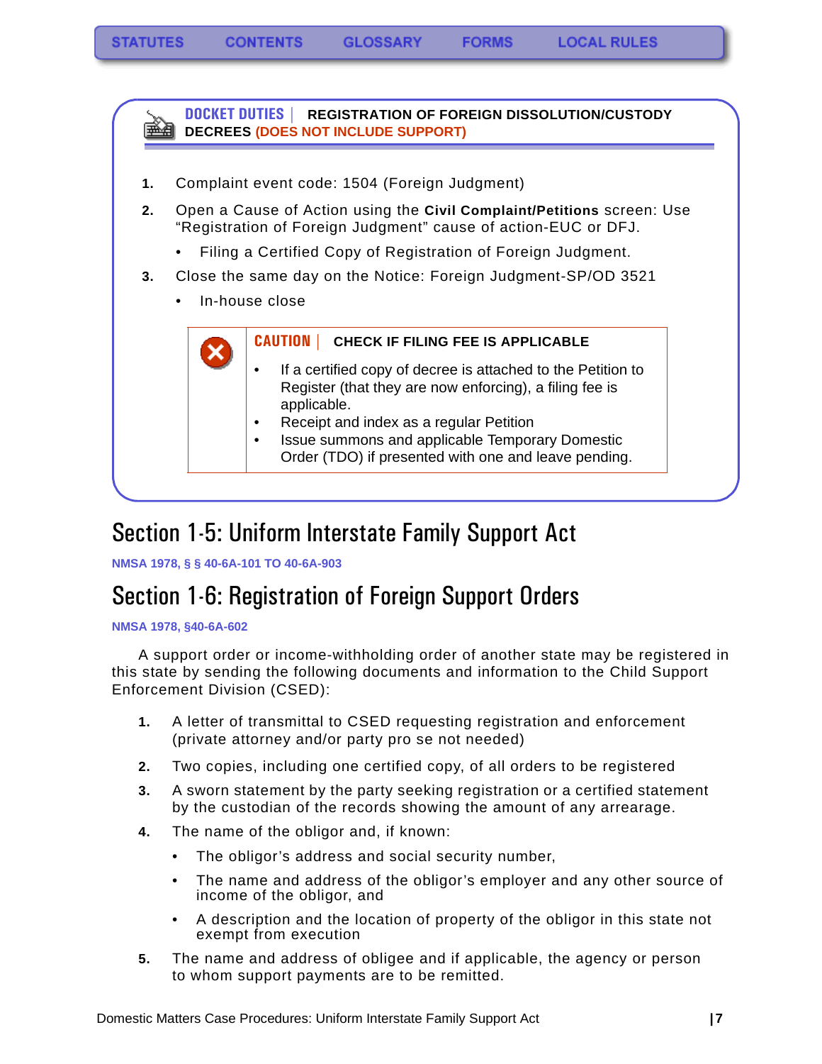**DOCKET DUTIES | REGISTRATION OF FOREIGN DISSOLUTION/CUSTODY DECREES (DOES NOT INCLUDE SUPPORT)**

1. Complaint event code: 1504 (Foreign Judgment)
2. Open a Cause of Action using the **Civil Complaint/Petitions** screen: Use "Registration of Foreign Judgment" cause of action-EUC or DFJ.
   - Filing a Certified Copy of Registration of Foreign Judgment.
3. Close the same day on the Notice: Foreign Judgment-SP/OD 3521
   - In-house close

**CAUTION | CHECK IF FILING FEE IS APPLICABLE**

- If a certified copy of decree is attached to the Petition to Register (that they are now enforcing), a filing fee is applicable.
- Receipt and index as a regular Petition
- Issue summons and applicable Temporary Domestic Order (TDO) if presented with one and leave pending.

## Section 1-5: Uniform Interstate Family Support Act

NMSA 1978, § § 40-6A-101 TO 40-6A-903

## Section 1-6: Registration of Foreign Support Orders

NMSA 1978, §40-6A-602

A support order or income-withholding order of another state may be registered in this state by sending the following documents and information to the Child Support Enforcement Division (CSED):

1. A letter of transmittal to CSED requesting registration and enforcement (private attorney and/or party pro se not needed)
2. Two copies, including one certified copy, of all orders to be registered
3. A sworn statement by the party seeking registration or a certified statement by the custodian of the records showing the amount of any arrearage.
4. The name of the obligor and, if known:
   - The obligor's address and social security number,
   - The name and address of the obligor's employer and any other source of income of the obligor, and
   - A description and the location of property of the obligor in this state not exempt from execution
5. The name and address of obligee and if applicable, the agency or person to whom support payments are to be remitted.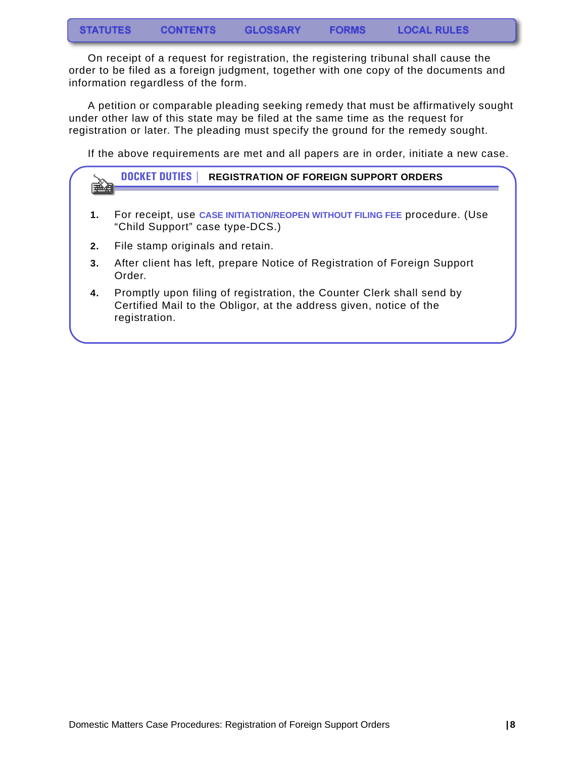On receipt of a request for registration, the registering tribunal shall cause the order to be filed as a foreign judgment, together with one copy of the documents and information regardless of the form.

A petition or comparable pleading seeking remedy that must be affirmatively sought under other law of this state may be filed at the same time as the request for registration or later. The pleading must specify the ground for the remedy sought.

If the above requirements are met and all papers are in order, initiate a new case.

## DOCKET DUTIES | REGISTRATION OF FOREIGN SUPPORT ORDERS

1. For receipt, use CASE INITIATION/REOPEN WITHOUT FILING FEE procedure. (Use "Child Support" case type-DCS.)
2. File stamp originals and retain.
3. After client has left, prepare Notice of Registration of Foreign Support Order.
4. Promptly upon filing of registration, the Counter Clerk shall send by Certified Mail to the Obligor, at the address given, notice of the registration.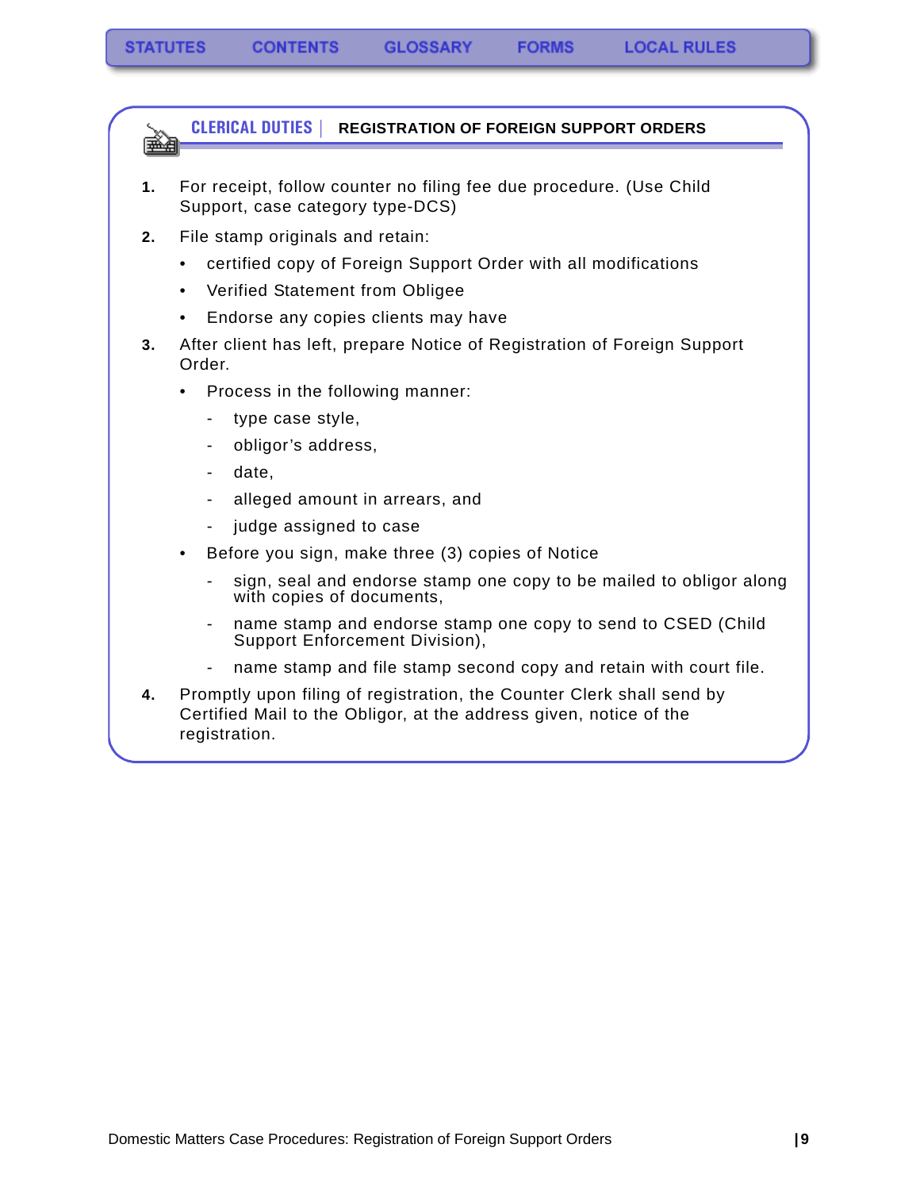## CLERICAL DUTIES | REGISTRATION OF FOREIGN SUPPORT ORDERS

1. For receipt, follow counter no filing fee due procedure. (Use Child Support, case category type-DCS)
2. File stamp originals and retain:
   - certified copy of Foreign Support Order with all modifications
   - Verified Statement from Obligee
   - Endorse any copies clients may have
3. After client has left, prepare Notice of Registration of Foreign Support Order.
   - Process in the following manner:
     - type case style,
     - obligor's address,
     - date,
     - alleged amount in arrears, and
     - judge assigned to case
   - Before you sign, make three (3) copies of Notice
     - sign, seal and endorse stamp one copy to be mailed to obligor along with copies of documents,
     - name stamp and endorse stamp one copy to send to CSED (Child Support Enforcement Division),
     - name stamp and file stamp second copy and retain with court file.
4. Promptly upon filing of registration, the Counter Clerk shall send by Certified Mail to the Obligor, at the address given, notice of the registration.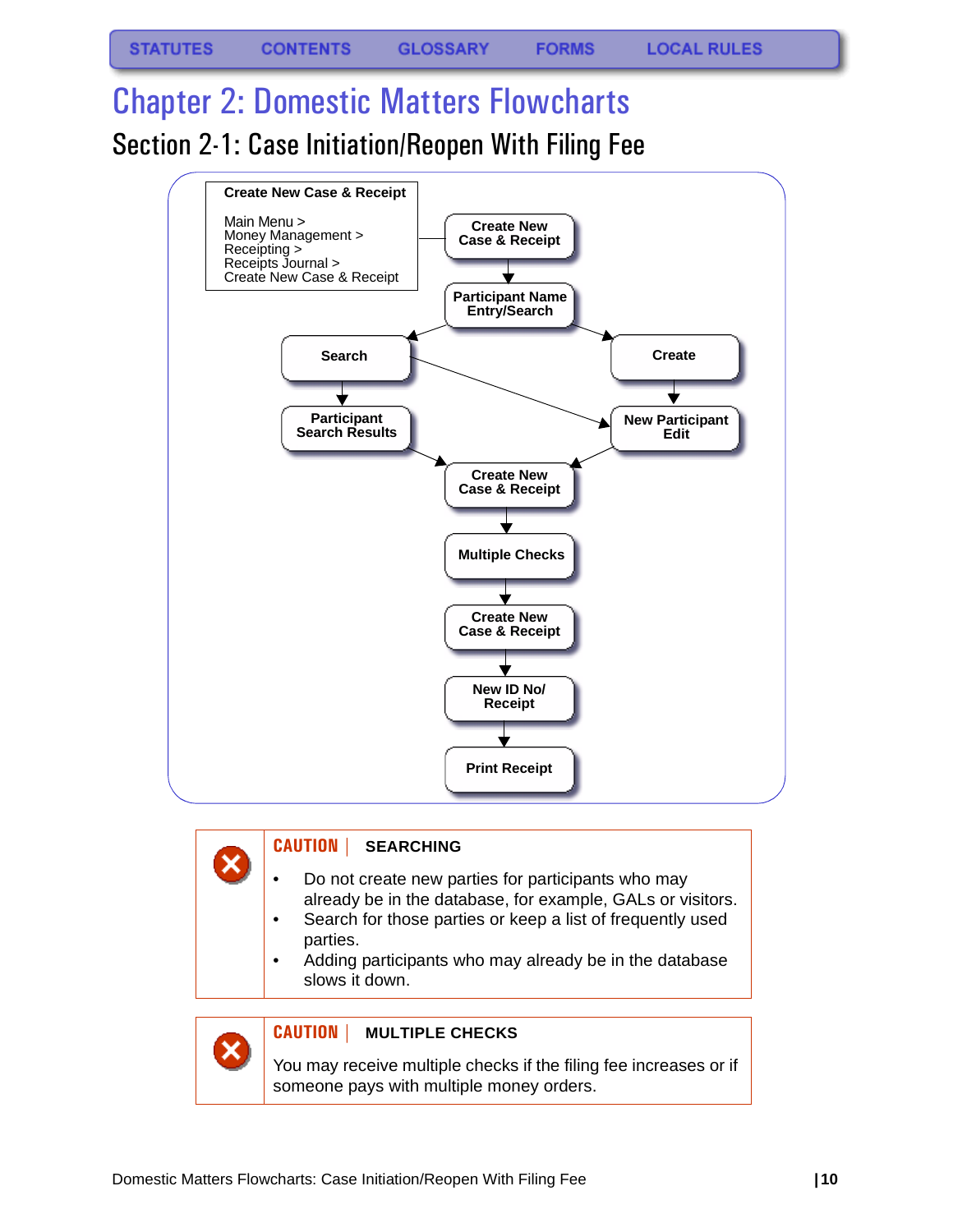STATUTES CONTENTS GLOSSARY FORMS LOCAL RULES

# Chapter 2: Domestic Matters Flowcharts

## Section 2-1: Case Initiation/Reopen With Filing Fee

**Create New Case & Receipt**

Main Menu >
Money Management >
Receipting >
Receipts Journal >
Create New Case & Receipt

Create New Case & Receipt
Participant Name Entry/Search
Search
Create
Participant Search Results
New Participant Edit
Create New Case & Receipt
Multiple Checks
Create New Case & Receipt
New ID No/ Receipt
Print Receipt

**CAUTION | SEARCHING**

- Do not create new parties for participants who may already be in the database, for example, GALs or visitors.
- Search for those parties or keep a list of frequently used parties.
- Adding participants who may already be in the database slows it down.

**CAUTION | MULTIPLE CHECKS**

You may receive multiple checks if the filing fee increases or if someone pays with multiple money orders.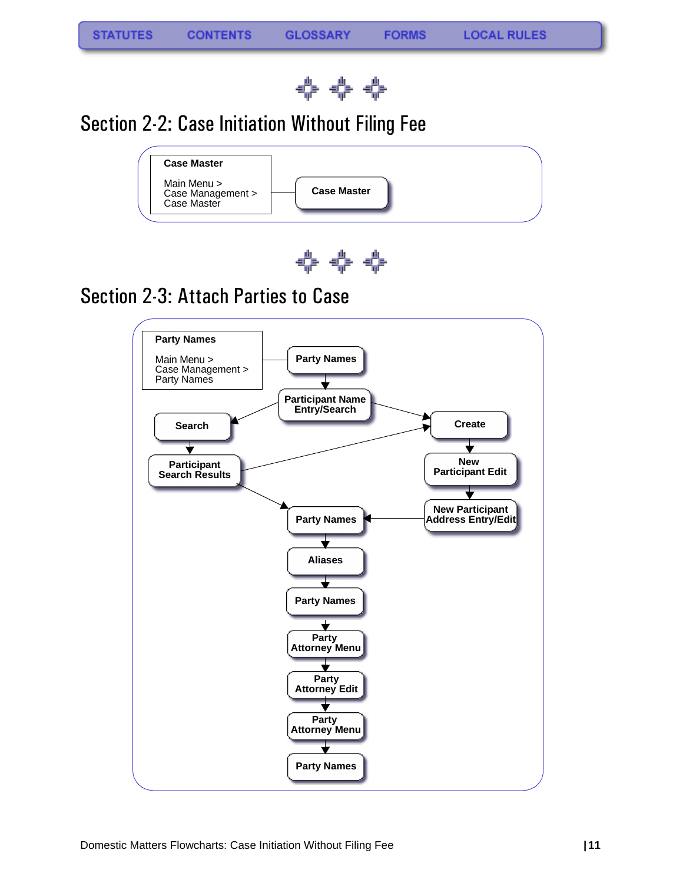STATUTES CONTENTS GLOSSARY FORMS LOCAL RULES

## Section 2-2: Case Initiation Without Filing Fee

**Case Master**

Main Menu >
Case Management >
Case Master

Case Master

## Section 2-3: Attach Parties to Case

**Party Names**

Main Menu >
Case Management >
Party Names

Party Names

Participant Name Entry/Search

Search

Create

Participant Search Results

New Participant Edit

New Participant Address Entry/Edit

Party Names

Aliases

Party Names

Party Attorney Menu

Party Attorney Edit

Party Attorney Menu

Party Names

Domestic Matters Flowcharts: Case Initiation Without Filing Fee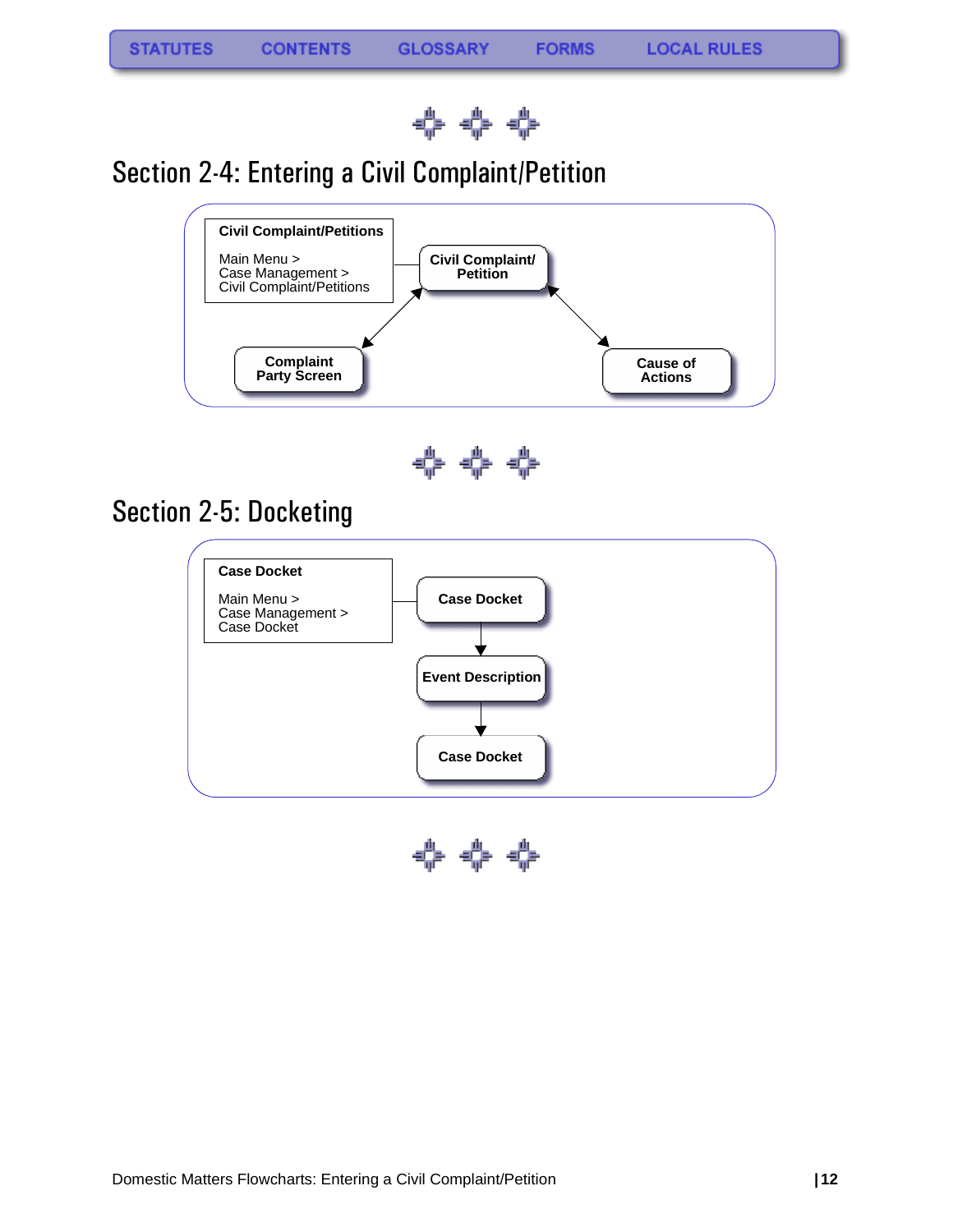STATUTES CONTENTS GLOSSARY FORMS LOCAL RULES

## Section 2-4: Entering a Civil Complaint/Petition

**Civil Complaint/Petitions**

Main Menu >
Case Management >
Civil Complaint/Petitions

**Civil Complaint/ Petition**

**Complaint Party Screen**

**Cause of Actions**

## Section 2-5: Docketing

**Case Docket**

Main Menu >
Case Management >
Case Docket

**Case Docket**

**Event Description**

**Case Docket**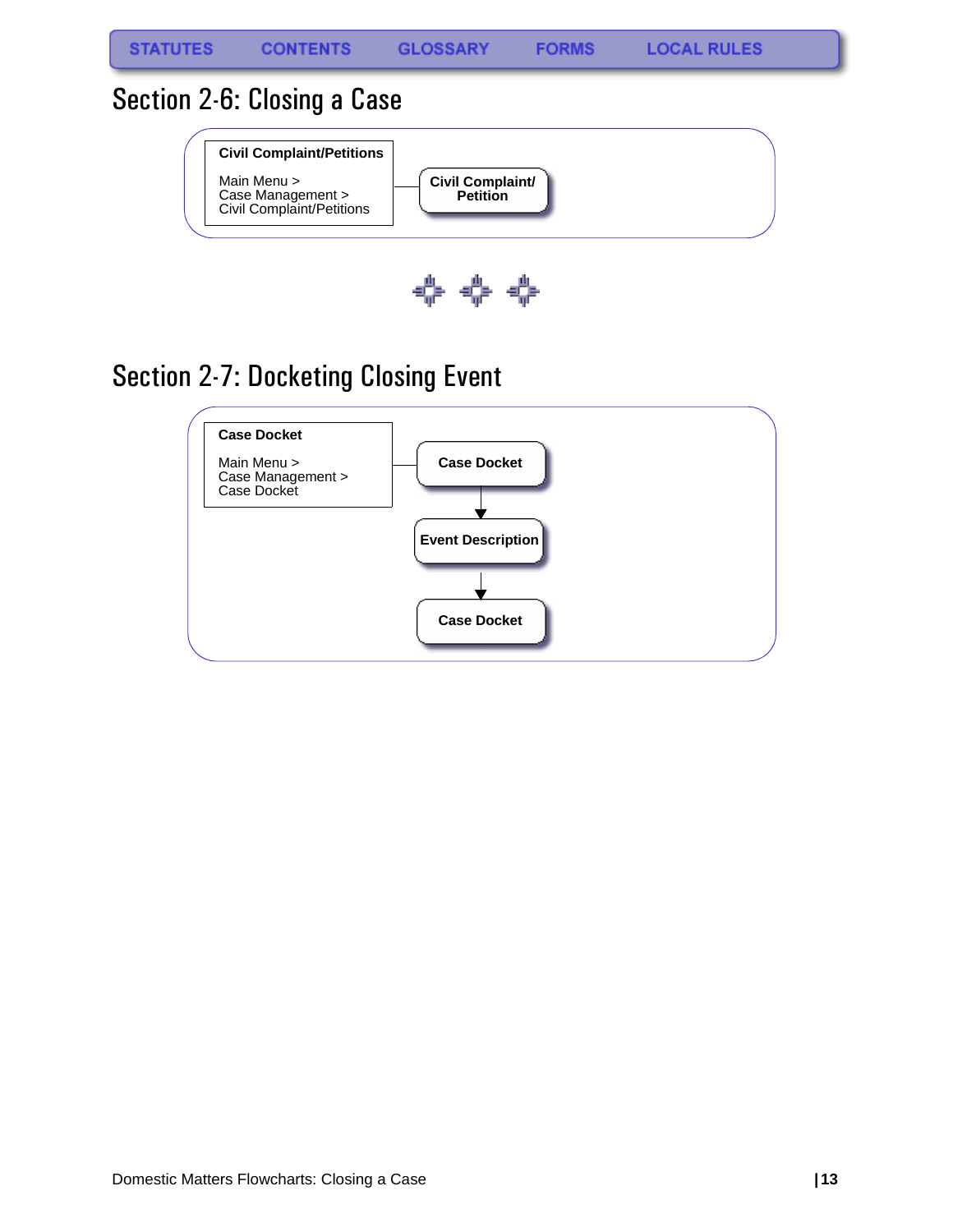STATUTES CONTENTS GLOSSARY FORMS LOCAL RULES

# Section 2-6: Closing a Case

**Civil Complaint/Petitions**

Main Menu >
Case Management >
Civil Complaint/Petitions

**Civil Complaint/ Petition**

# Section 2-7: Docketing Closing Event

**Case Docket**

Main Menu >
Case Management >
Case Docket

**Case Docket**

**Event Description**

**Case Docket**

Domestic Matters Flowcharts: Closing a Case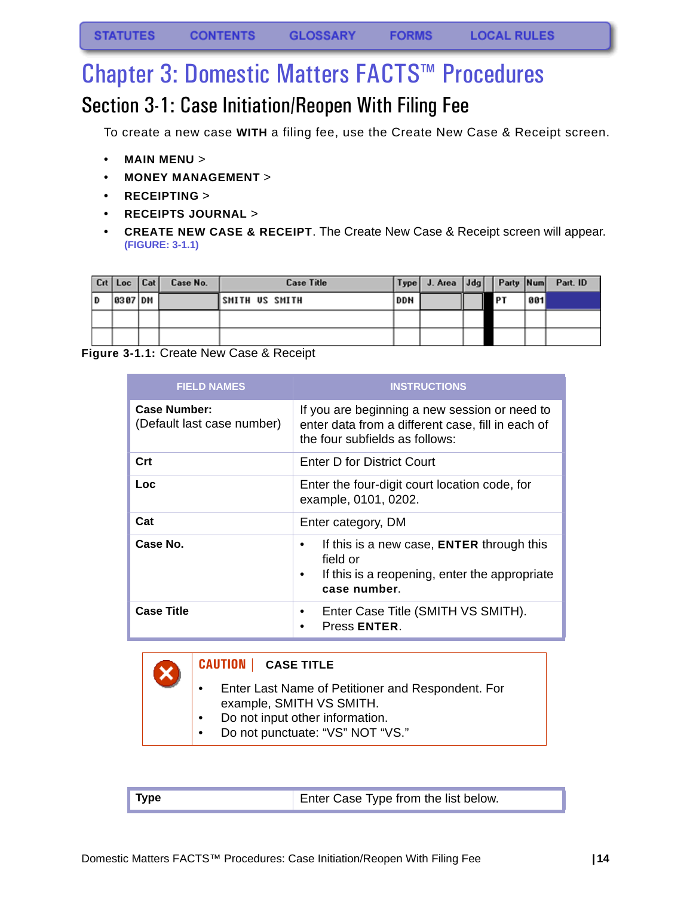STATUTES CONTENTS GLOSSARY FORMS LOCAL RULES

# Chapter 3: Domestic Matters FACTS™ Procedures

## Section 3-1: Case Initiation/Reopen With Filing Fee

To create a new case **WITH** a filing fee, use the Create New Case & Receipt screen.

- **MAIN MENU** >
- **MONEY MANAGEMENT** >
- **RECEIPTING** >
- **RECEIPTS JOURNAL** >
- **CREATE NEW CASE & RECEIPT**. The Create New Case & Receipt screen will appear. (FIGURE: 3-1.1)

| Crt | Loc | Cat | Case No. | Case Title | Type | J. Area | Jdg | | Party | Num | Part. ID |
|---|---|---|---|---|---|---|---|---|---|---|---|
| D | 0307 | DM | | SMITH VS SMITH | DDN | | | | PT | 001 | |
| | | | | | | | | | | | |
| | | | | | | | | | | | |

**Figure 3-1.1:** Create New Case & Receipt

| FIELD NAMES | INSTRUCTIONS |
|---|---|
| **Case Number:** (Default last case number) | If you are beginning a new session or need to enter data from a different case, fill in each of the four subfields as follows: |
| **Crt** | Enter D for District Court |
| **Loc** | Enter the four-digit court location code, for example, 0101, 0202. |
| **Cat** | Enter category, DM |
| **Case No.** | • If this is a new case, **ENTER** through this field or<br>• If this is a reopening, enter the appropriate **case number**. |
| **Case Title** | • Enter Case Title (SMITH VS SMITH).<br>• Press **ENTER**. |

**CAUTION** | **CASE TITLE**

- Enter Last Name of Petitioner and Respondent. For example, SMITH VS SMITH.
- Do not input other information.
- Do not punctuate: “VS” NOT “VS.”

| | |
|---|---|
| **Type** | Enter Case Type from the list below. |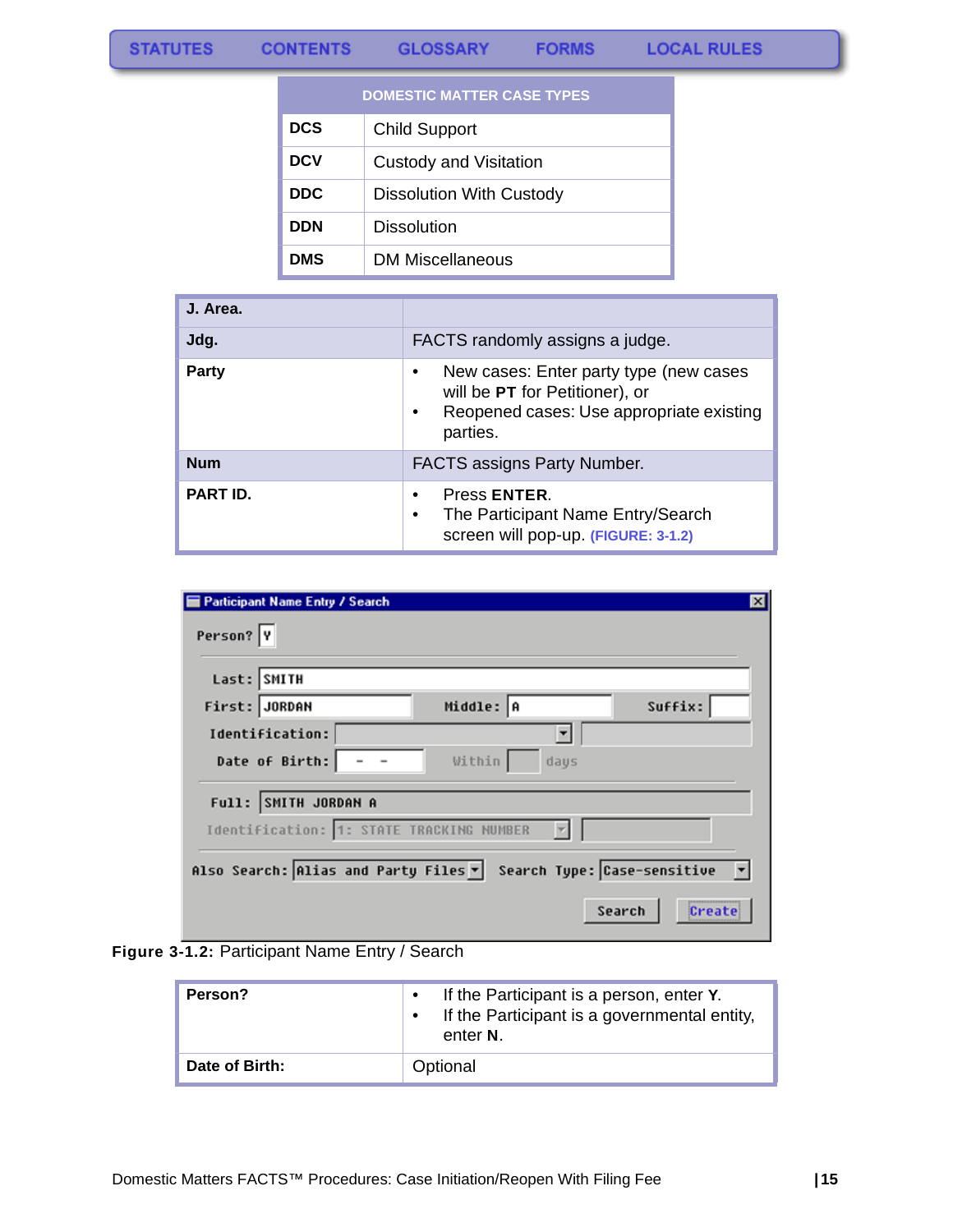STATUTES CONTENTS GLOSSARY FORMS LOCAL RULES

| DOMESTIC MATTER CASE TYPES | |
|---|---|
| **DCS** | Child Support |
| **DCV** | Custody and Visitation |
| **DDC** | Dissolution With Custody |
| **DDN** | Dissolution |
| **DMS** | DM Miscellaneous |

| | |
|---|---|
| **J. Area.** | |
| **Jdg.** | FACTS randomly assigns a judge. |
| **Party** | • New cases: Enter party type (new cases will be **PT** for Petitioner), or<br>• Reopened cases: Use appropriate existing parties. |
| **Num** | FACTS assigns Party Number. |
| **PART ID.** | • Press **ENTER**.<br>• The Participant Name Entry/Search screen will pop-up. **(FIGURE: 3-1.2)** |

Participant Name Entry / Search

Person? Y

Last: SMITH
First: JORDAN Middle: A Suffix:
Identification:
Date of Birth: - - Within days

Full: SMITH JORDAN A
Identification: 1: STATE TRACKING NUMBER

Also Search: Alias and Party Files Search Type: Case-sensitive

Search Create

**Figure 3-1.2:** Participant Name Entry / Search

| | |
|---|---|
| **Person?** | • If the Participant is a person, enter **Y**.<br>• If the Participant is a governmental entity, enter **N**. |
| **Date of Birth:** | Optional |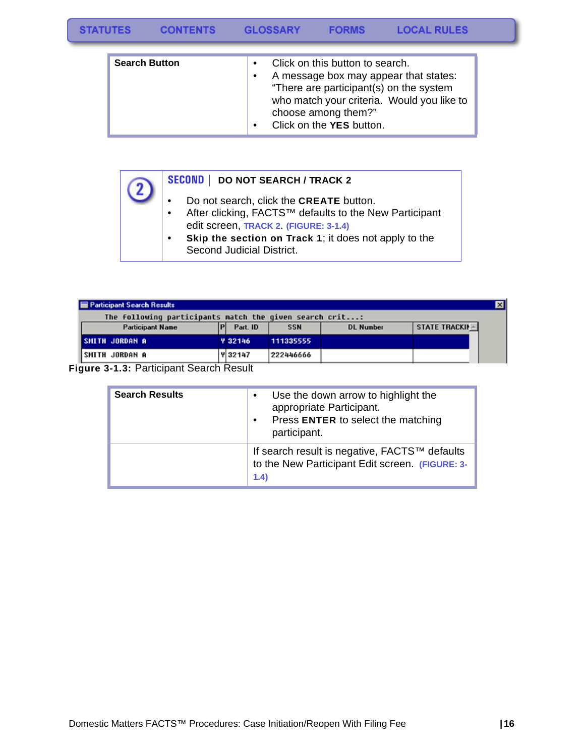| | |
|---|---|
| **Search Button** | • Click on this button to search.<br>• A message box may appear that states: "There are participant(s) on the system who match your criteria.  Would you like to choose among them?"<br>• Click on the **YES** button. |

**SECOND** | **DO NOT SEARCH / TRACK 2**

- Do not search, click the **CREATE** button.
- After clicking, FACTS™ defaults to the New Participant edit screen, TRACK 2. (FIGURE: 3-1.4)
- **Skip the section on Track 1**; it does not apply to the Second Judicial District.

**Figure 3-1.3:** Participant Search Result

| | |
|---|---|
| **Search Results** | • Use the down arrow to highlight the appropriate Participant.<br>• Press **ENTER** to select the matching participant. |
| | If search result is negative, FACTS™ defaults to the New Participant Edit screen. (FIGURE: 3-1.4) |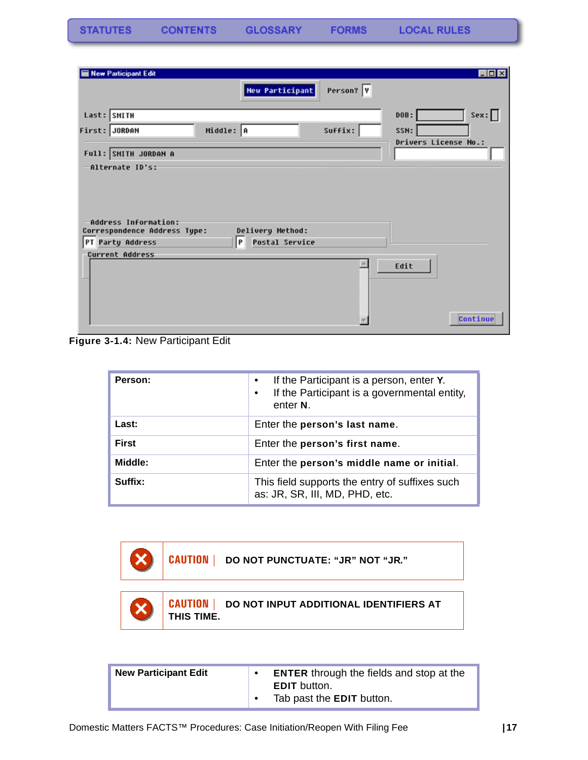STATUTES CONTENTS GLOSSARY FORMS LOCAL RULES

**Figure 3-1.4:** New Participant Edit

| | |
|---|---|
| **Person:** | • If the Participant is a person, enter **Y**.<br>• If the Participant is a governmental entity, enter **N**. |
| **Last:** | Enter the **person's last name**. |
| **First** | Enter the **person's first name**. |
| **Middle:** | Enter the **person's middle name or initial**. |
| **Suffix:** | This field supports the entry of suffixes such as: JR, SR, III, MD, PHD, etc. |

**CAUTION** | **DO NOT PUNCTUATE: "JR" NOT "JR."**

**CAUTION** | **DO NOT INPUT ADDITIONAL IDENTIFIERS AT THIS TIME.**

| | |
|---|---|
| **New Participant Edit** | • **ENTER** through the fields and stop at the **EDIT** button.<br>• Tab past the **EDIT** button. |

Domestic Matters FACTS™ Procedures: Case Initiation/Reopen With Filing Fee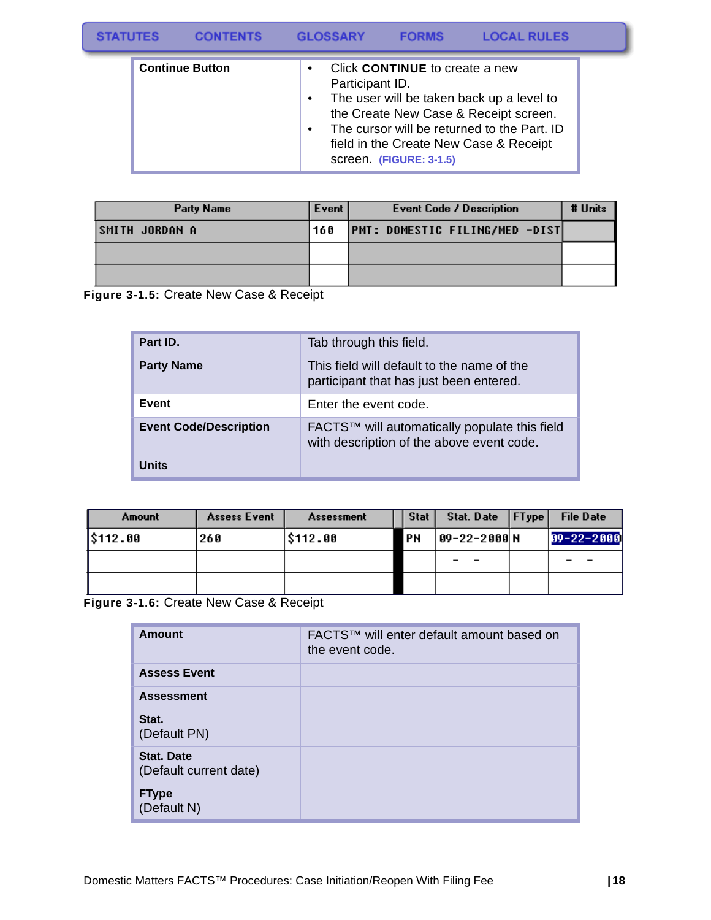| Continue Button | • Click **CONTINUE** to create a new Participant ID.<br>• The user will be taken back up a level to the Create New Case & Receipt screen.<br>• The cursor will be returned to the Part. ID field in the Create New Case & Receipt screen. (FIGURE: 3-1.5) |
|---|---|

| Party Name | Event | Event Code / Description | # Units |
|---|---|---|---|
| SMITH JORDAN A | 160 | PMT: DOMESTIC FILING/MED -DIST | |
| | | | |
| | | | |

**Figure 3-1.5:** Create New Case & Receipt

| | |
|---|---|
| **Part ID.** | Tab through this field. |
| **Party Name** | This field will default to the name of the participant that has just been entered. |
| **Event** | Enter the event code. |
| **Event Code/Description** | FACTS™ will automatically populate this field with description of the above event code. |
| **Units** | |

| Amount | Assess Event | Assessment | Stat | Stat. Date | FType | File Date |
|---|---|---|---|---|---|---|
| $112.00 | 260 | $112.00 | PN | 09-22-2000 | N | 09-22-2000 |
| | | | | - - | | - - |
| | | | | | | |

**Figure 3-1.6:** Create New Case & Receipt

| | |
|---|---|
| **Amount** | FACTS™ will enter default amount based on the event code. |
| **Assess Event** | |
| **Assessment** | |
| **Stat.** (Default PN) | |
| **Stat. Date** (Default current date) | |
| **FType** (Default N) | |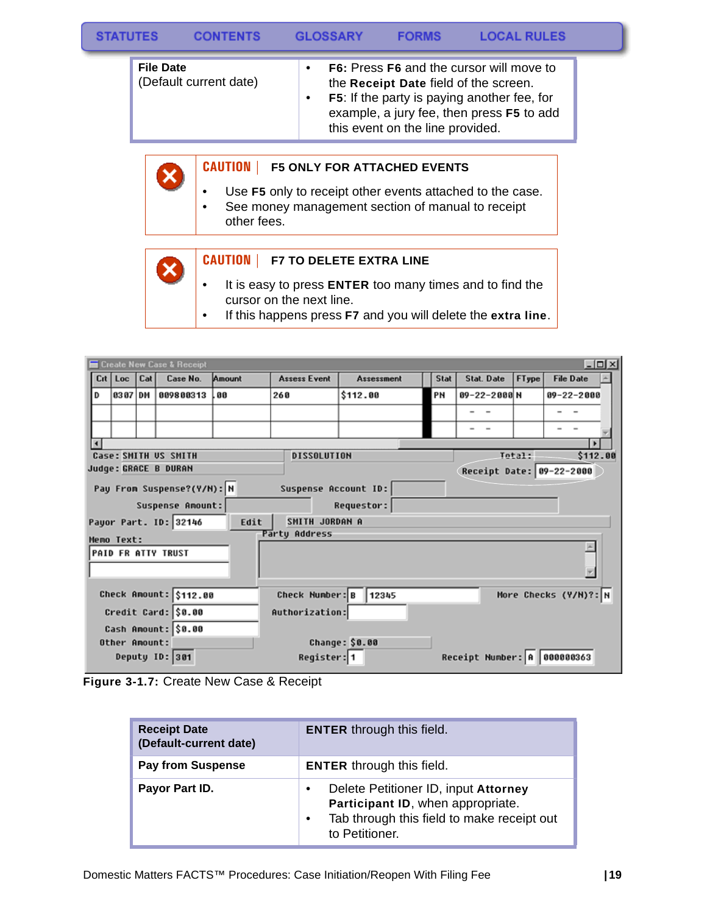STATUTES CONTENTS GLOSSARY FORMS LOCAL RULES

| | |
|---|---|
| **File Date** (Default current date) | • **F6:** Press **F6** and the cursor will move to the **Receipt Date** field of the screen.<br>• **F5**: If the party is paying another fee, for example, a jury fee, then press **F5** to add this event on the line provided. |

**CAUTION | F5 ONLY FOR ATTACHED EVENTS**

- Use **F5** only to receipt other events attached to the case.
- See money management section of manual to receipt other fees.

**CAUTION | F7 TO DELETE EXTRA LINE**

- It is easy to press **ENTER** too many times and to find the cursor on the next line.
- If this happens press **F7** and you will delete the **extra line**.

**Figure 3-1.7:** Create New Case & Receipt

| | |
|---|---|
| **Receipt Date (Default-current date)** | **ENTER** through this field. |
| **Pay from Suspense** | **ENTER** through this field. |
| **Payor Part ID.** | • Delete Petitioner ID, input **Attorney Participant ID**, when appropriate.<br>• Tab through this field to make receipt out to Petitioner. |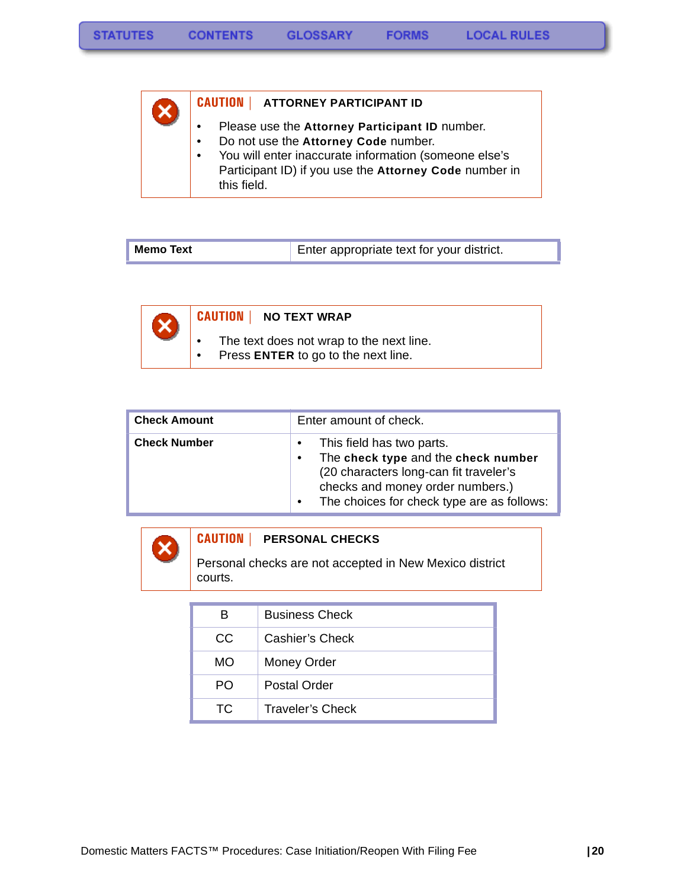**CAUTION** | **ATTORNEY PARTICIPANT ID**

- Please use the **Attorney Participant ID** number.
- Do not use the **Attorney Code** number.
- You will enter inaccurate information (someone else's Participant ID) if you use the **Attorney Code** number in this field.

| | |
|---|---|
| **Memo Text** | Enter appropriate text for your district. |

**CAUTION** | **NO TEXT WRAP**

- The text does not wrap to the next line.
- Press **ENTER** to go to the next line.

| | |
|---|---|
| **Check Amount** | Enter amount of check. |
| **Check Number** | • This field has two parts.<br>• The **check type** and the **check number** (20 characters long-can fit traveler's checks and money order numbers.)<br>• The choices for check type are as follows: |

**CAUTION** | **PERSONAL CHECKS**

Personal checks are not accepted in New Mexico district courts.

| | |
|---|---|
| B | Business Check |
| CC | Cashier's Check |
| MO | Money Order |
| PO | Postal Order |
| TC | Traveler's Check |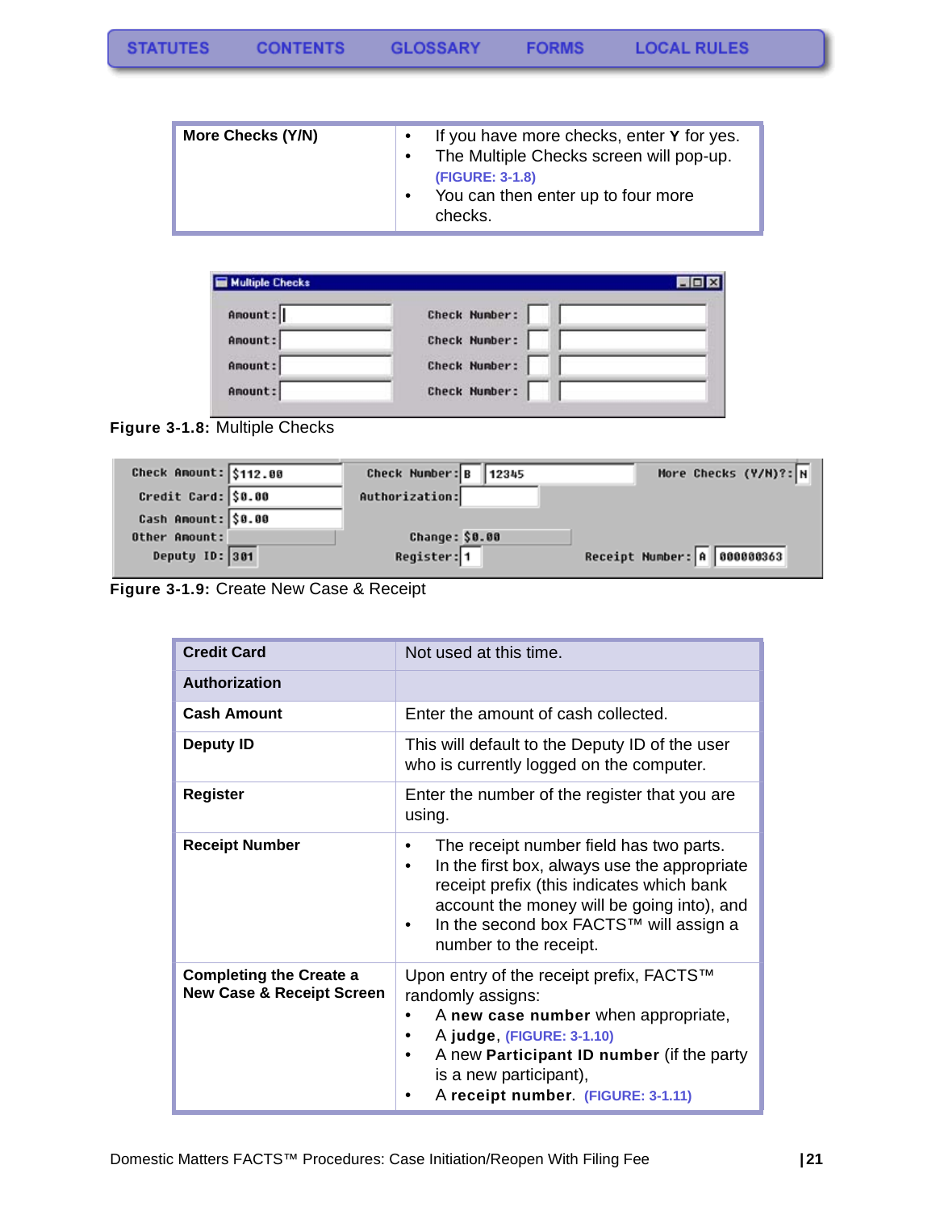| | |
|---|---|
| **More Checks (Y/N)** | • If you have more checks, enter **Y** for yes.<br>• The Multiple Checks screen will pop-up. (FIGURE: 3-1.8)<br>• You can then enter up to four more checks. |

**Figure 3-1.8:** Multiple Checks

**Figure 3-1.9:** Create New Case & Receipt

| | |
|---|---|
| **Credit Card** | Not used at this time. |
| **Authorization** | |
| **Cash Amount** | Enter the amount of cash collected. |
| **Deputy ID** | This will default to the Deputy ID of the user who is currently logged on the computer. |
| **Register** | Enter the number of the register that you are using. |
| **Receipt Number** | • The receipt number field has two parts.<br>• In the first box, always use the appropriate receipt prefix (this indicates which bank account the money will be going into), and<br>• In the second box FACTS™ will assign a number to the receipt. |
| **Completing the Create a New Case & Receipt Screen** | Upon entry of the receipt prefix, FACTS™ randomly assigns:<br>• A **new case number** when appropriate,<br>• A **judge**, (FIGURE: 3-1.10)<br>• A new **Participant ID number** (if the party is a new participant),<br>• A **receipt number**. (FIGURE: 3-1.11) |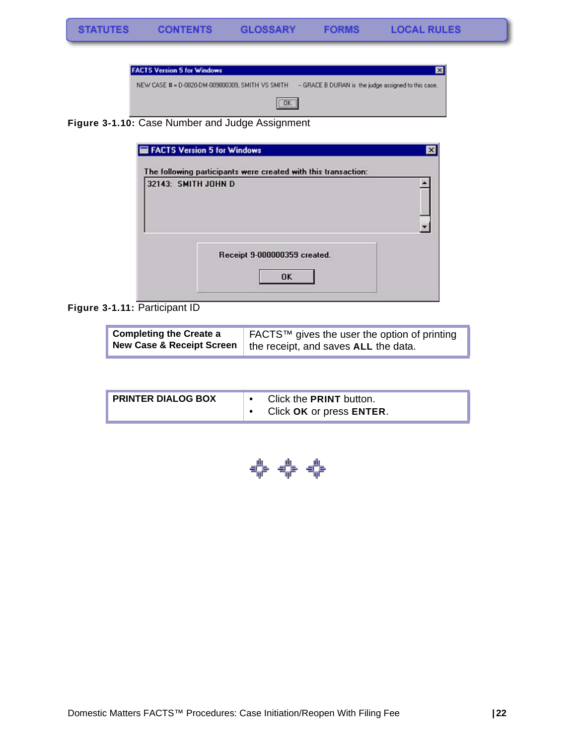STATUTES CONTENTS GLOSSARY FORMS LOCAL RULES

**Figure 3-1.10:** Case Number and Judge Assignment

**Figure 3-1.11:** Participant ID

| | |
|---|---|
| **Completing the Create a New Case & Receipt Screen** | FACTS™ gives the user the option of printing the receipt, and saves **ALL** the data. |

| | |
|---|---|
| **PRINTER DIALOG BOX** | • Click the **PRINT** button.<br>• Click **OK** or press **ENTER**. |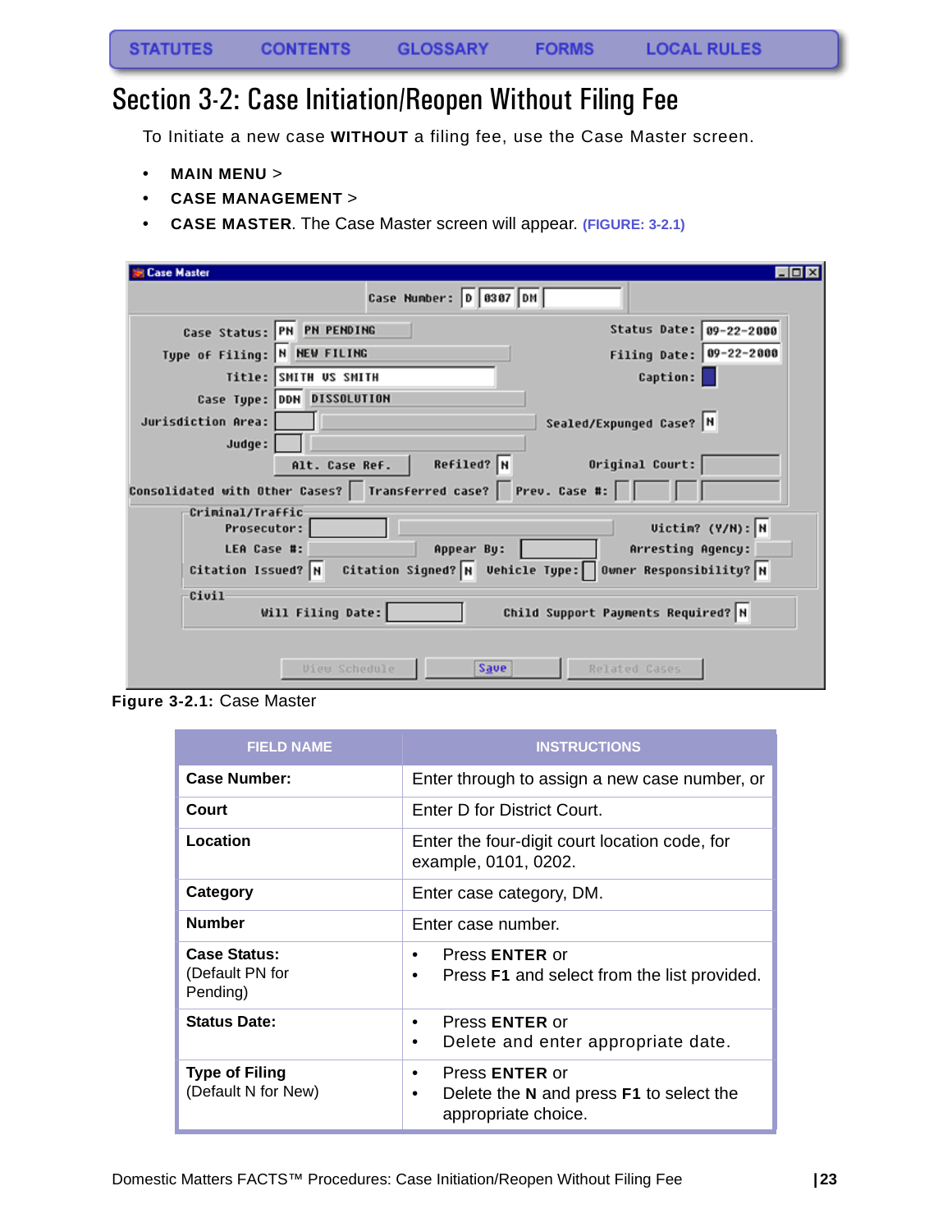STATUTES    CONTENTS    GLOSSARY    FORMS    LOCAL RULES

# Section 3-2: Case Initiation/Reopen Without Filing Fee

To Initiate a new case **WITHOUT** a filing fee, use the Case Master screen.

- **MAIN MENU** >
- **CASE MANAGEMENT** >
- **CASE MASTER**. The Case Master screen will appear. **(FIGURE: 3-2.1)**

**Figure 3-2.1:** Case Master

| FIELD NAME | INSTRUCTIONS |
|---|---|
| **Case Number:** | Enter through to assign a new case number, or |
| **Court** | Enter D for District Court. |
| **Location** | Enter the four-digit court location code, for example, 0101, 0202. |
| **Category** | Enter case category, DM. |
| **Number** | Enter case number. |
| **Case Status:** (Default PN for Pending) | • Press **ENTER** or<br>• Press **F1** and select from the list provided. |
| **Status Date:** | • Press **ENTER** or<br>• Delete and enter appropriate date. |
| **Type of Filing** (Default N for New) | • Press **ENTER** or<br>• Delete the **N** and press **F1** to select the appropriate choice. |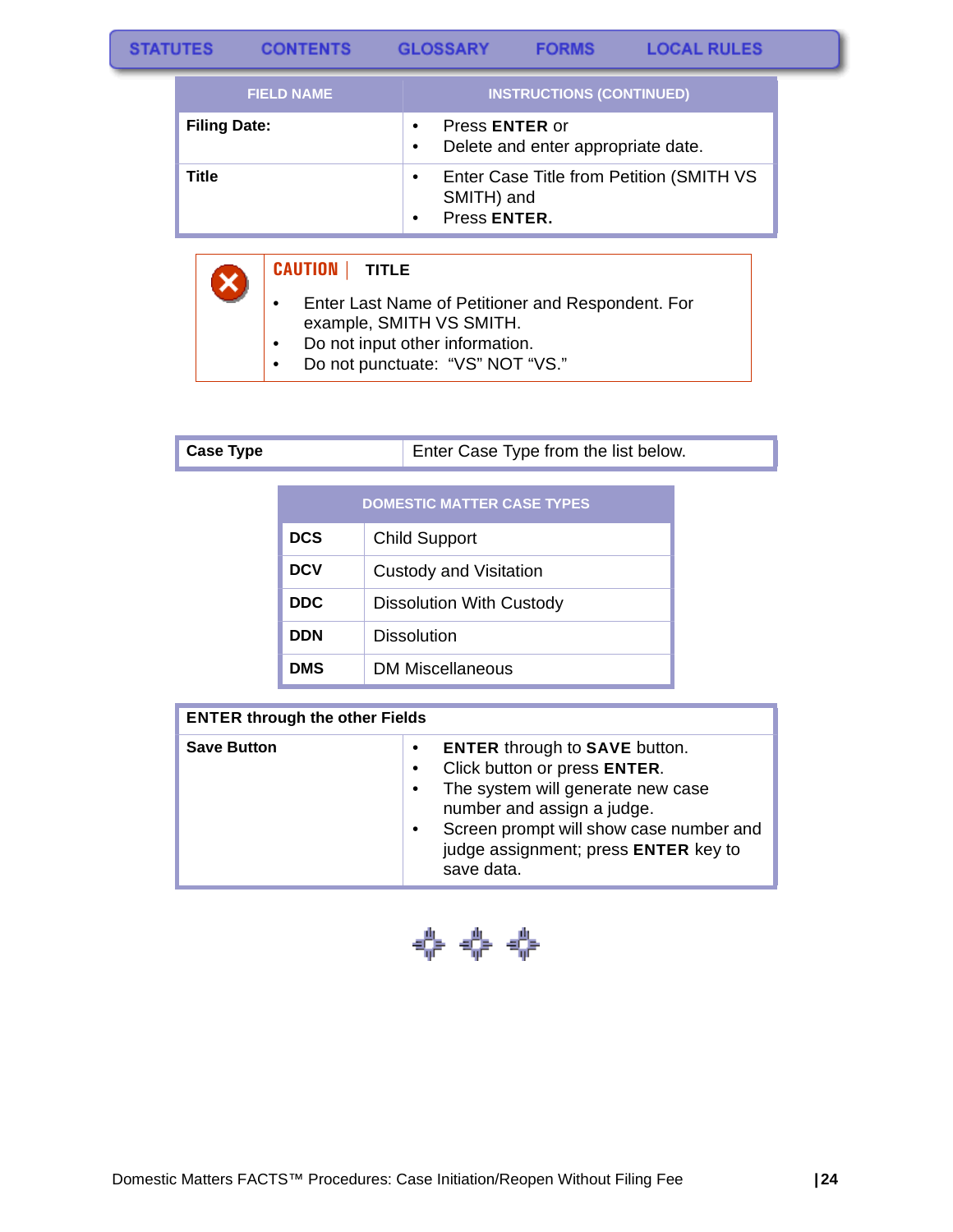| FIELD NAME | INSTRUCTIONS (CONTINUED) |
|---|---|
| **Filing Date:** | • Press **ENTER** or<br>• Delete and enter appropriate date. |
| **Title** | • Enter Case Title from Petition (SMITH VS SMITH) and<br>• Press **ENTER.** |

**CAUTION | TITLE**

- Enter Last Name of Petitioner and Respondent. For example, SMITH VS SMITH.
- Do not input other information.
- Do not punctuate: "VS" NOT "VS."

| | |
|---|---|
| **Case Type** | Enter Case Type from the list below. |

| DOMESTIC MATTER CASE TYPES | |
|---|---|
| **DCS** | Child Support |
| **DCV** | Custody and Visitation |
| **DDC** | Dissolution With Custody |
| **DDN** | Dissolution |
| **DMS** | DM Miscellaneous |

| **ENTER through the other Fields** | |
|---|---|
| **Save Button** | • **ENTER** through to **SAVE** button.<br>• Click button or press **ENTER**.<br>• The system will generate new case number and assign a judge.<br>• Screen prompt will show case number and judge assignment; press **ENTER** key to save data. |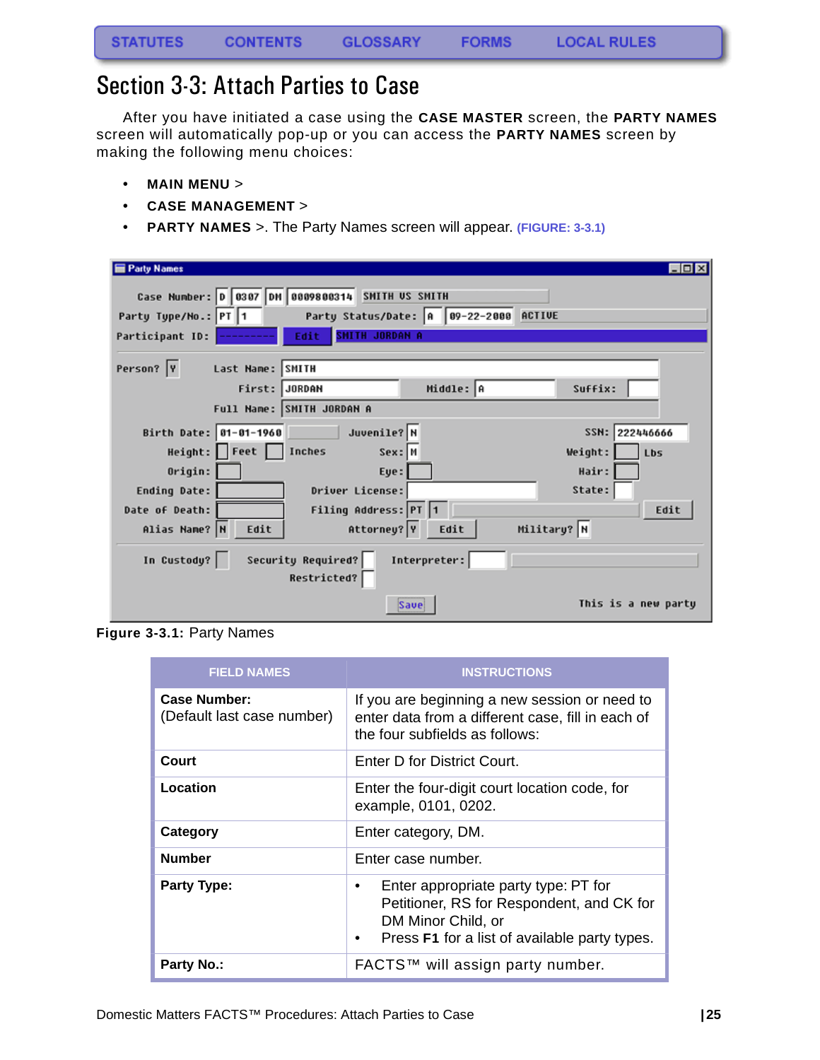# Section 3-3: Attach Parties to Case

After you have initiated a case using the **CASE MASTER** screen, the **PARTY NAMES** screen will automatically pop-up or you can access the **PARTY NAMES** screen by making the following menu choices:

- **MAIN MENU** >
- **CASE MANAGEMENT** >
- **PARTY NAMES** >. The Party Names screen will appear. (FIGURE: 3-3.1)

**Figure 3-3.1:** Party Names

| FIELD NAMES | INSTRUCTIONS |
|---|---|
| **Case Number:** (Default last case number) | If you are beginning a new session or need to enter data from a different case, fill in each of the four subfields as follows: |
| **Court** | Enter D for District Court. |
| **Location** | Enter the four-digit court location code, for example, 0101, 0202. |
| **Category** | Enter category, DM. |
| **Number** | Enter case number. |
| **Party Type:** | • Enter appropriate party type: PT for Petitioner, RS for Respondent, and CK for DM Minor Child, or<br>• Press **F1** for a list of available party types. |
| **Party No.:** | FACTS™ will assign party number. |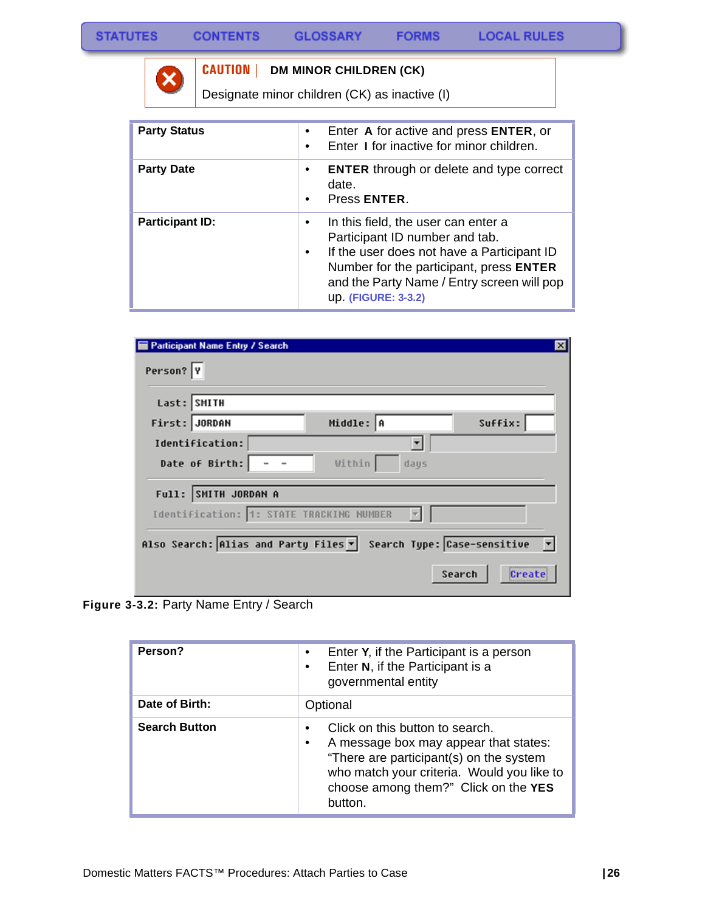STATUTES CONTENTS GLOSSARY FORMS LOCAL RULES

**CAUTION** | **DM MINOR CHILDREN (CK)**

Designate minor children (CK) as inactive (I)

| | |
|---|---|
| **Party Status** | • Enter **A** for active and press **ENTER**, or<br>• Enter **I** for inactive for minor children. |
| **Party Date** | • **ENTER** through or delete and type correct date.<br>• Press **ENTER**. |
| **Participant ID:** | • In this field, the user can enter a Participant ID number and tab.<br>• If the user does not have a Participant ID Number for the participant, press **ENTER** and the Party Name / Entry screen will pop up. **(FIGURE: 3-3.2)** |

Participant Name Entry / Search

Person? Y

Last: SMITH

First: JORDAN Middle: A Suffix:

Identification:

Date of Birth: - - Within days

Full: SMITH JORDAN A

Identification: 1: STATE TRACKING NUMBER

Also Search: Alias and Party Files Search Type: Case-sensitive

Search Create

**Figure 3-3.2:** Party Name Entry / Search

| | |
|---|---|
| **Person?** | • Enter **Y**, if the Participant is a person<br>• Enter **N**, if the Participant is a governmental entity |
| **Date of Birth:** | Optional |
| **Search Button** | • Click on this button to search.<br>• A message box may appear that states: "There are participant(s) on the system who match your criteria. Would you like to choose among them?" Click on the **YES** button. |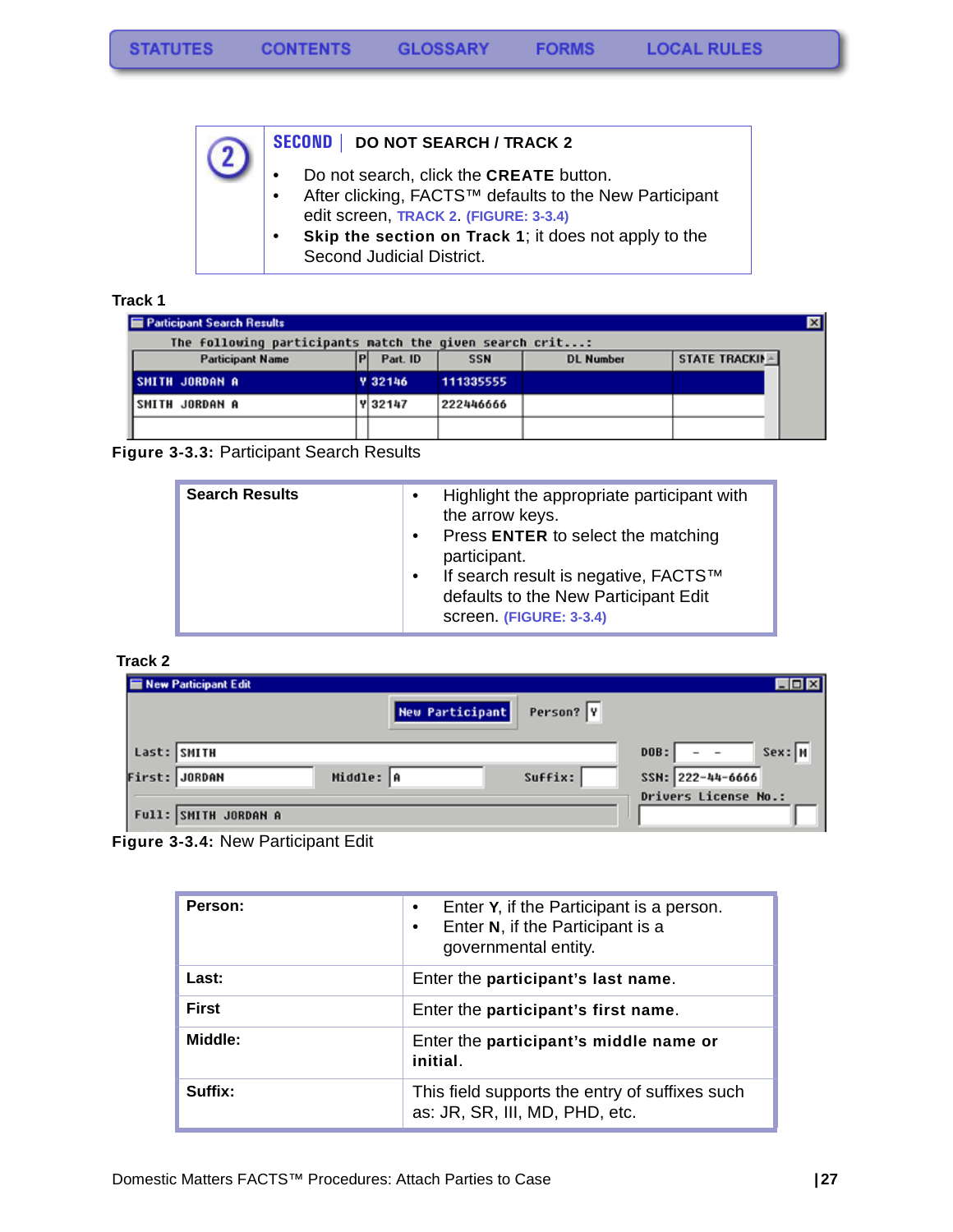STATUTES CONTENTS GLOSSARY FORMS LOCAL RULES

| | |
|---|---|
| 2 | **SECOND** \| **DO NOT SEARCH / TRACK 2**<br>• Do not search, click the **CREATE** button.<br>• After clicking, FACTS™ defaults to the New Participant edit screen, TRACK 2. (FIGURE: 3-3.4)<br>• **Skip the section on Track 1**; it does not apply to the Second Judicial District. |

**Track 1**

Participant Search Results

The following participants match the given search crit...:

| Participant Name | P | Part. ID | SSN | DL Number | STATE TRACKIN |
|---|---|---|---|---|---|
| SMITH JORDAN A | Y | 32146 | 111335555 | | |
| SMITH JORDAN A | Y | 32147 | 222446666 | | |

**Figure 3-3.3:** Participant Search Results

| | |
|---|---|
| **Search Results** | • Highlight the appropriate participant with the arrow keys.<br>• Press **ENTER** to select the matching participant.<br>• If search result is negative, FACTS™ defaults to the New Participant Edit screen. (FIGURE: 3-3.4) |

**Track 2**

New Participant Edit

New Participant  Person? Y

Last: SMITH  DOB: - -  Sex: M

First: JORDAN  Middle: A  Suffix:  SSN: 222-44-6666

Drivers License No.:

Full: SMITH JORDAN A

**Figure 3-3.4:** New Participant Edit

| | |
|---|---|
| **Person:** | • Enter **Y**, if the Participant is a person.<br>• Enter **N**, if the Participant is a governmental entity. |
| **Last:** | Enter the **participant's last name**. |
| **First** | Enter the **participant's first name**. |
| **Middle:** | Enter the **participant's middle name or initial**. |
| **Suffix:** | This field supports the entry of suffixes such as: JR, SR, III, MD, PHD, etc. |

Domestic Matters FACTS™ Procedures: Attach Parties to Case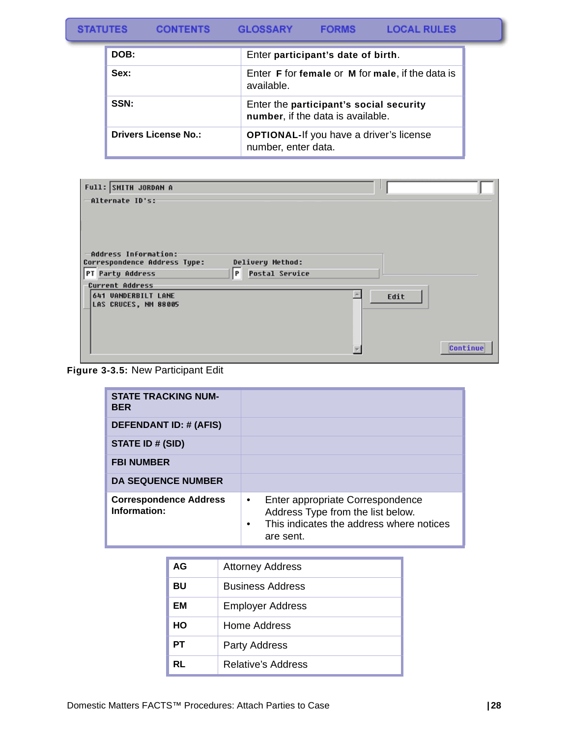STATUTES CONTENTS GLOSSARY FORMS LOCAL RULES

| | |
|---|---|
| **DOB:** | Enter **participant's date of birth**. |
| **Sex:** | Enter **F** for **female** or **M** for **male**, if the data is available. |
| **SSN:** | Enter the **participant's social security number**, if the data is available. |
| **Drivers License No.:** | **OPTIONAL-**If you have a driver's license number, enter data. |

Full: SMITH JORDAN A

Alternate ID's:

Address Information:

Correspondence Address Type: PT Party Address

Delivery Method: P Postal Service

Current Address

641 VANDERBILT LANE
LAS CRUCES, NM 88005

Edit

Continue

**Figure 3-3.5:** New Participant Edit

| | |
|---|---|
| **STATE TRACKING NUMBER** | |
| **DEFENDANT ID: # (AFIS)** | |
| **STATE ID # (SID)** | |
| **FBI NUMBER** | |
| **DA SEQUENCE NUMBER** | |
| **Correspondence Address Information:** | • Enter appropriate Correspondence Address Type from the list below.<br>• This indicates the address where notices are sent. |

| | |
|---|---|
| **AG** | Attorney Address |
| **BU** | Business Address |
| **EM** | Employer Address |
| **HO** | Home Address |
| **PT** | Party Address |
| **RL** | Relative's Address |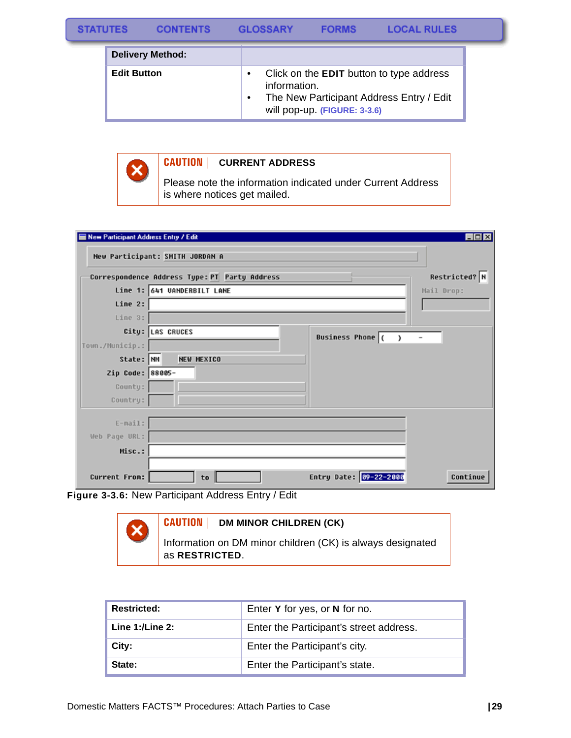| Delivery Method: | |
|---|---|
| **Edit Button** | • Click on the **EDIT** button to type address information.<br>• The New Participant Address Entry / Edit will pop-up. (FIGURE: 3-3.6) |

**CAUTION | CURRENT ADDRESS**

Please note the information indicated under Current Address is where notices get mailed.

**Figure 3-3.6:** New Participant Address Entry / Edit

**CAUTION | DM MINOR CHILDREN (CK)**

Information on DM minor children (CK) is always designated as **RESTRICTED**.

| | |
|---|---|
| **Restricted:** | Enter **Y** for yes, or **N** for no. |
| **Line 1:/Line 2:** | Enter the Participant's street address. |
| **City:** | Enter the Participant's city. |
| **State:** | Enter the Participant's state. |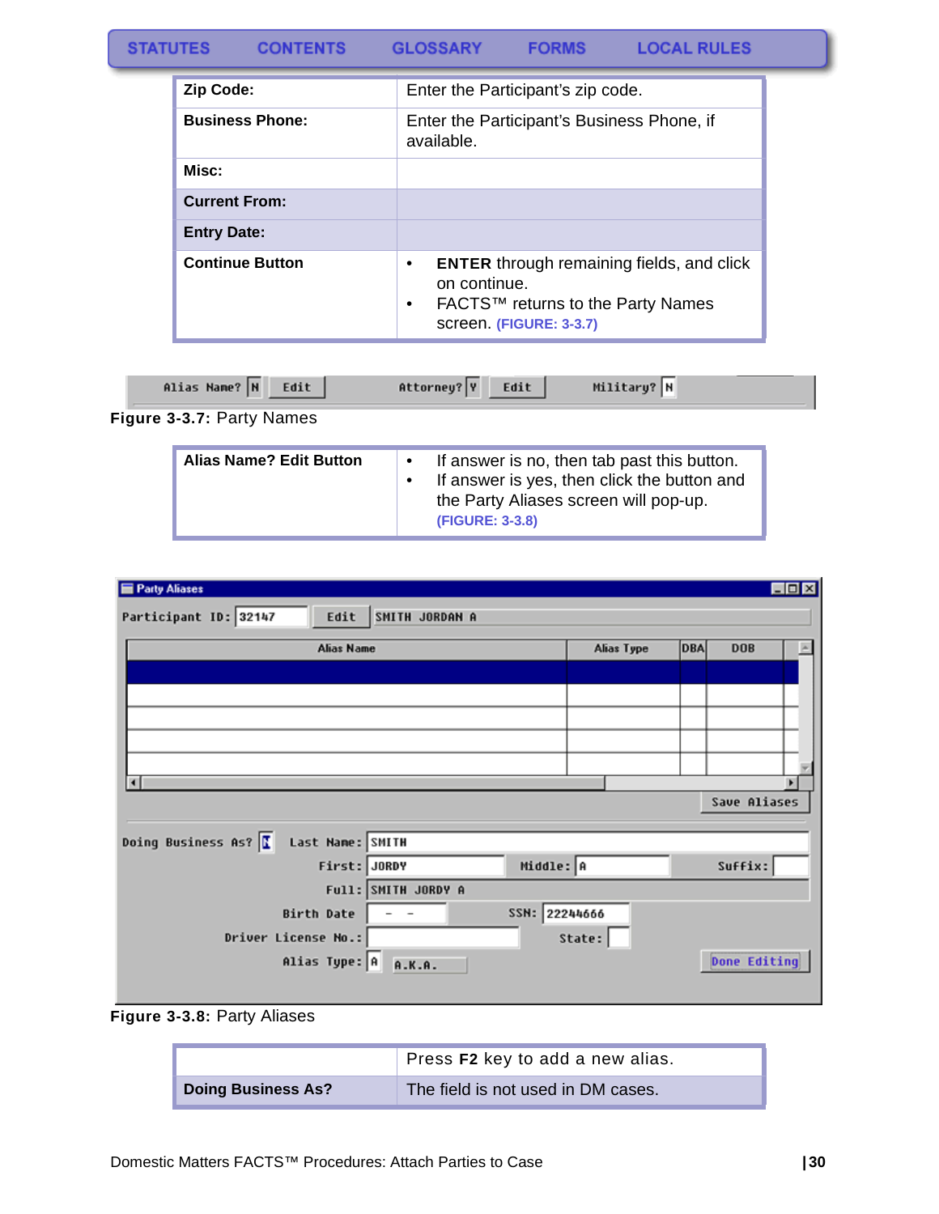STATUTES CONTENTS GLOSSARY FORMS LOCAL RULES

| | |
|---|---|
| **Zip Code:** | Enter the Participant's zip code. |
| **Business Phone:** | Enter the Participant's Business Phone, if available. |
| **Misc:** | |
| **Current From:** | |
| **Entry Date:** | |
| **Continue Button** | • **ENTER** through remaining fields, and click on continue.<br>• FACTS™ returns to the Party Names screen. **(FIGURE: 3-3.7)** |

**Figure 3-3.7:** Party Names

| | |
|---|---|
| **Alias Name? Edit Button** | • If answer is no, then tab past this button.<br>• If answer is yes, then click the button and the Party Aliases screen will pop-up. **(FIGURE: 3-3.8)** |

**Figure 3-3.8:** Party Aliases

| | |
|---|---|
| | Press **F2** key to add a new alias. |
| **Doing Business As?** | The field is not used in DM cases. |

Domestic Matters FACTS™ Procedures: Attach Parties to Case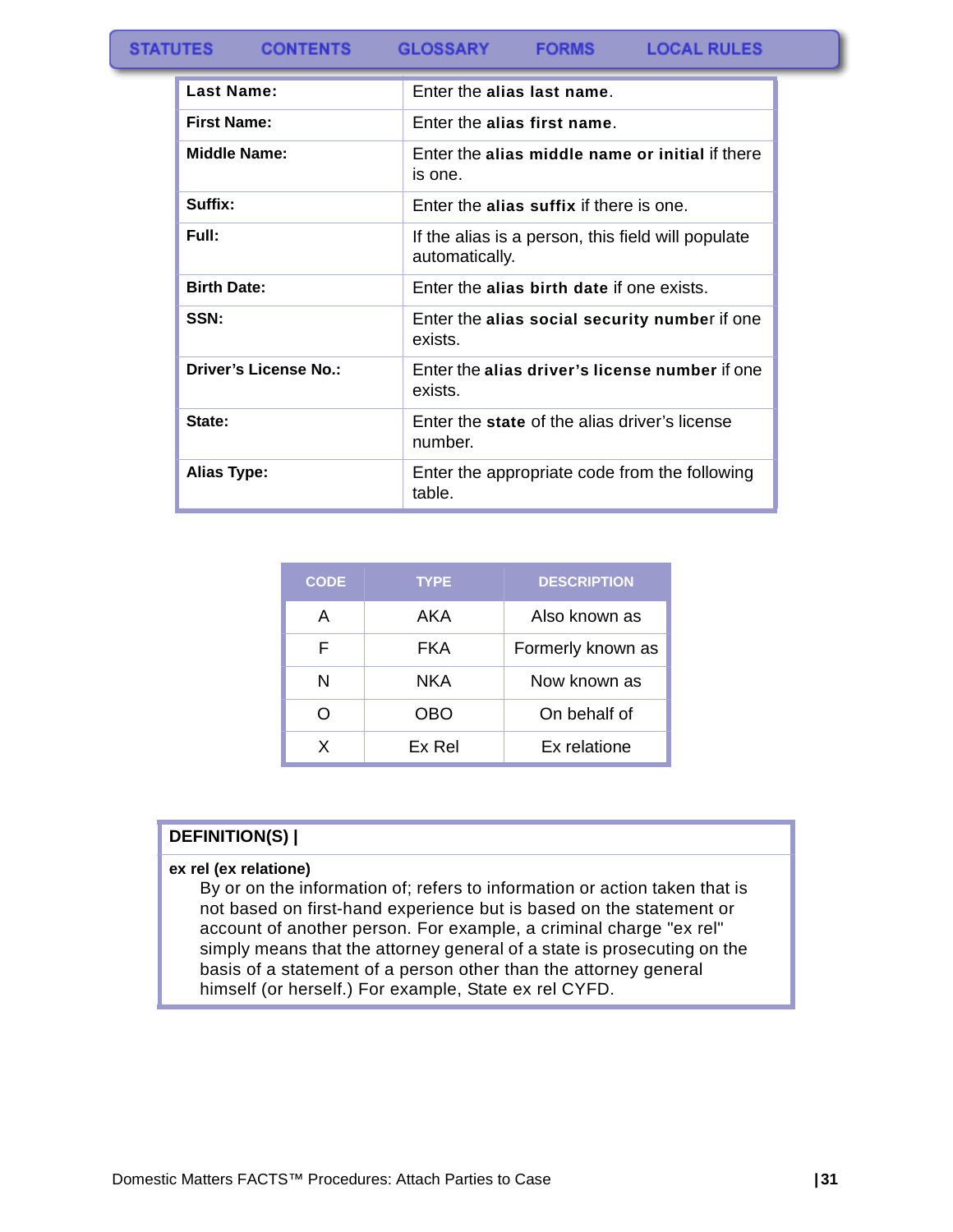| | |
|---|---|
| **Last Name:** | Enter the **alias last name**. |
| **First Name:** | Enter the **alias first name**. |
| **Middle Name:** | Enter the **alias middle name or initial** if there is one. |
| **Suffix:** | Enter the **alias suffix** if there is one. |
| **Full:** | If the alias is a person, this field will populate automatically. |
| **Birth Date:** | Enter the **alias birth date** if one exists. |
| **SSN:** | Enter the **alias social security number** if one exists. |
| **Driver's License No.:** | Enter the **alias driver's license number** if one exists. |
| **State:** | Enter the **state** of the alias driver's license number. |
| **Alias Type:** | Enter the appropriate code from the following table. |

| CODE | TYPE | DESCRIPTION |
|---|---|---|
| A | AKA | Also known as |
| F | FKA | Formerly known as |
| N | NKA | Now known as |
| O | OBO | On behalf of |
| X | Ex Rel | Ex relatione |

**DEFINITION(S) |**

**ex rel (ex relatione)**

By or on the information of; refers to information or action taken that is not based on first-hand experience but is based on the statement or account of another person. For example, a criminal charge "ex rel" simply means that the attorney general of a state is prosecuting on the basis of a statement of a person other than the attorney general himself (or herself.) For example, State ex rel CYFD.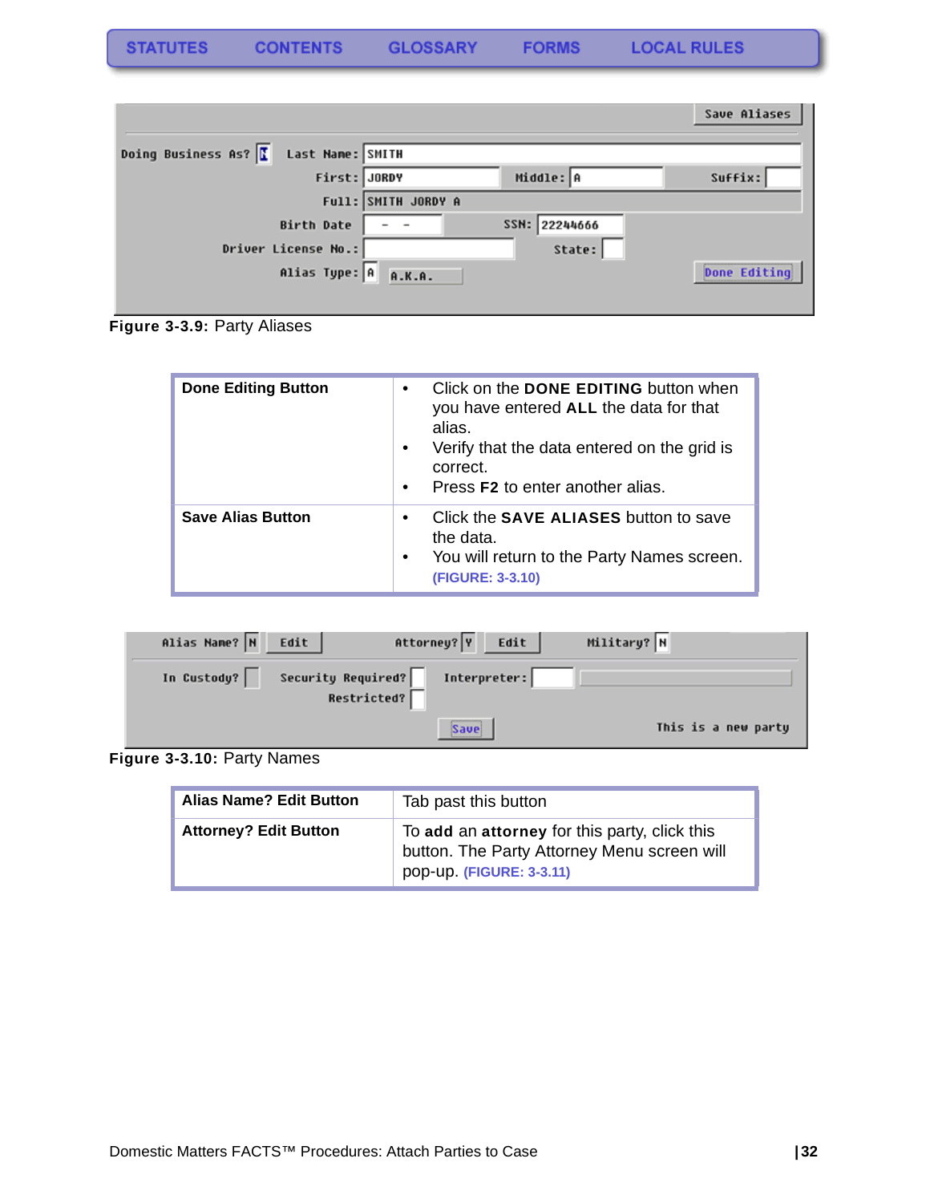Figure 3-3.9: Party Aliases

| | |
|---|---|
| **Done Editing Button** | • Click on the **DONE EDITING** button when you have entered **ALL** the data for that alias.<br>• Verify that the data entered on the grid is correct.<br>• Press **F2** to enter another alias. |
| **Save Alias Button** | • Click the **SAVE ALIASES** button to save the data.<br>• You will return to the Party Names screen. (FIGURE: 3-3.10) |

Figure 3-3.10: Party Names

| | |
|---|---|
| **Alias Name? Edit Button** | Tab past this button |
| **Attorney? Edit Button** | To **add** an **attorney** for this party, click this button. The Party Attorney Menu screen will pop-up. (FIGURE: 3-3.11) |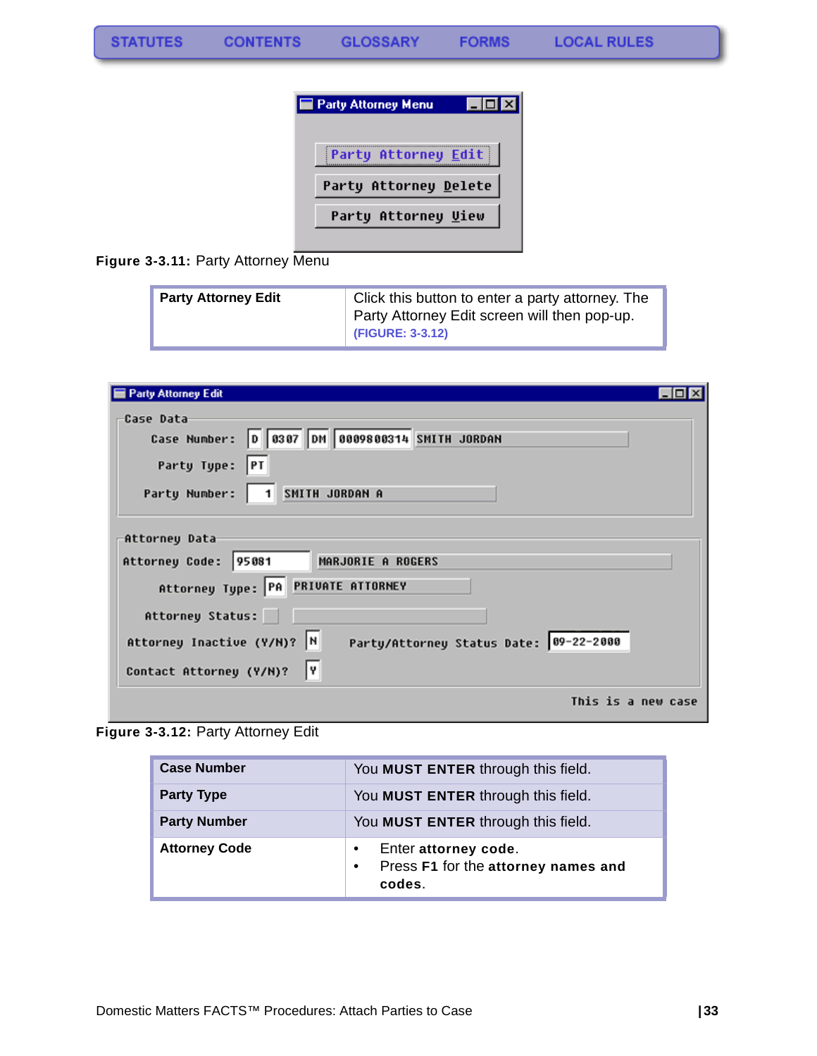STATUTES CONTENTS GLOSSARY FORMS LOCAL RULES

**Figure 3-3.11:** Party Attorney Menu

| | |
|---|---|
| **Party Attorney Edit** | Click this button to enter a party attorney. The Party Attorney Edit screen will then pop-up. **(FIGURE: 3-3.12)** |

**Figure 3-3.12:** Party Attorney Edit

| | |
|---|---|
| **Case Number** | You **MUST ENTER** through this field. |
| **Party Type** | You **MUST ENTER** through this field. |
| **Party Number** | You **MUST ENTER** through this field. |
| **Attorney Code** | • Enter **attorney code**. • Press **F1** for the **attorney names and codes**. |

Domestic Matters FACTS™ Procedures: Attach Parties to Case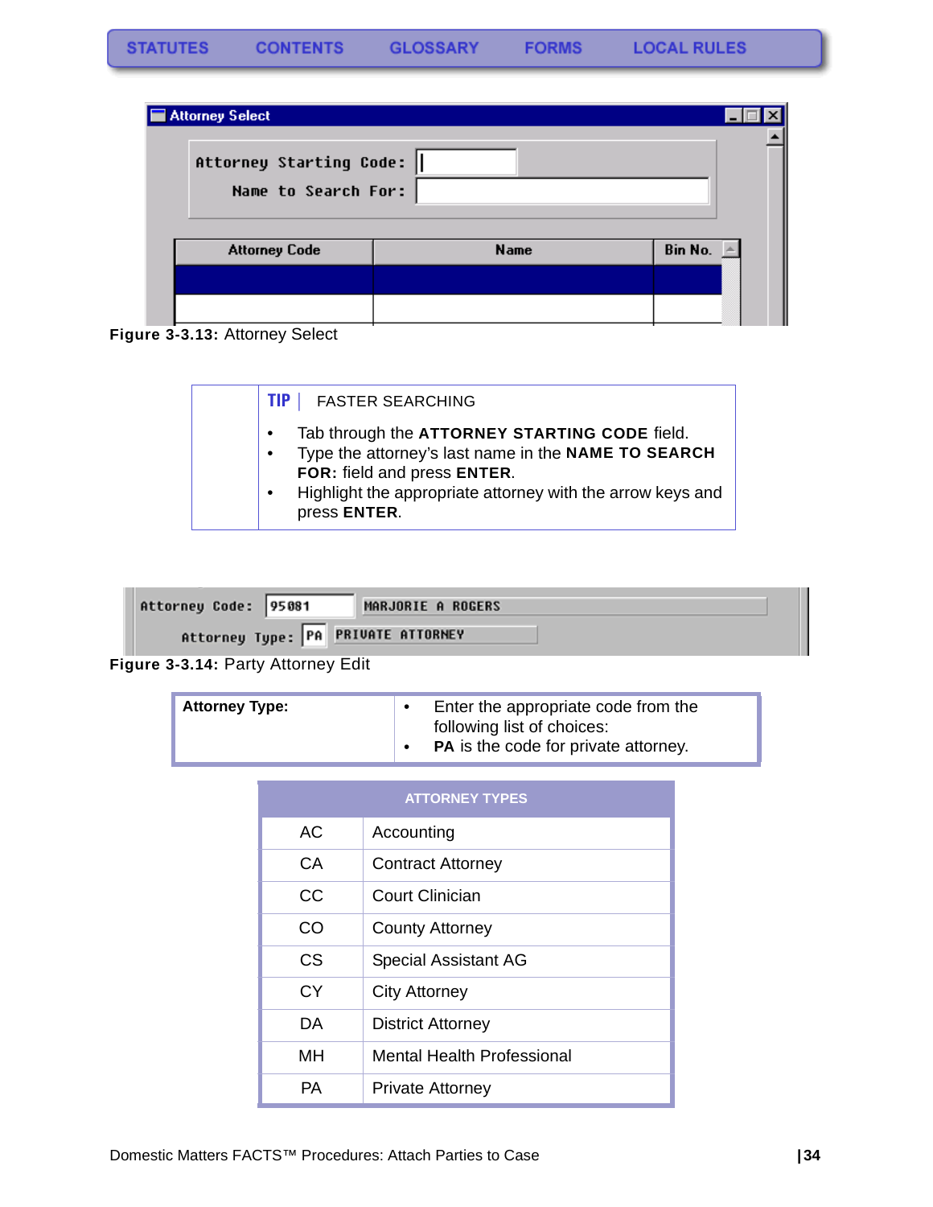Figure 3-3.13: Attorney Select

**TIP** | FASTER SEARCHING

- Tab through the **ATTORNEY STARTING CODE** field.
- Type the attorney's last name in the **NAME TO SEARCH FOR:** field and press **ENTER**.
- Highlight the appropriate attorney with the arrow keys and press **ENTER**.

Figure 3-3.14: Party Attorney Edit

| | |
|---|---|
| **Attorney Type:** | • Enter the appropriate code from the following list of choices:<br>• **PA** is the code for private attorney. |

| ATTORNEY TYPES | |
|---|---|
| AC | Accounting |
| CA | Contract Attorney |
| CC | Court Clinician |
| CO | County Attorney |
| CS | Special Assistant AG |
| CY | City Attorney |
| DA | District Attorney |
| MH | Mental Health Professional |
| PA | Private Attorney |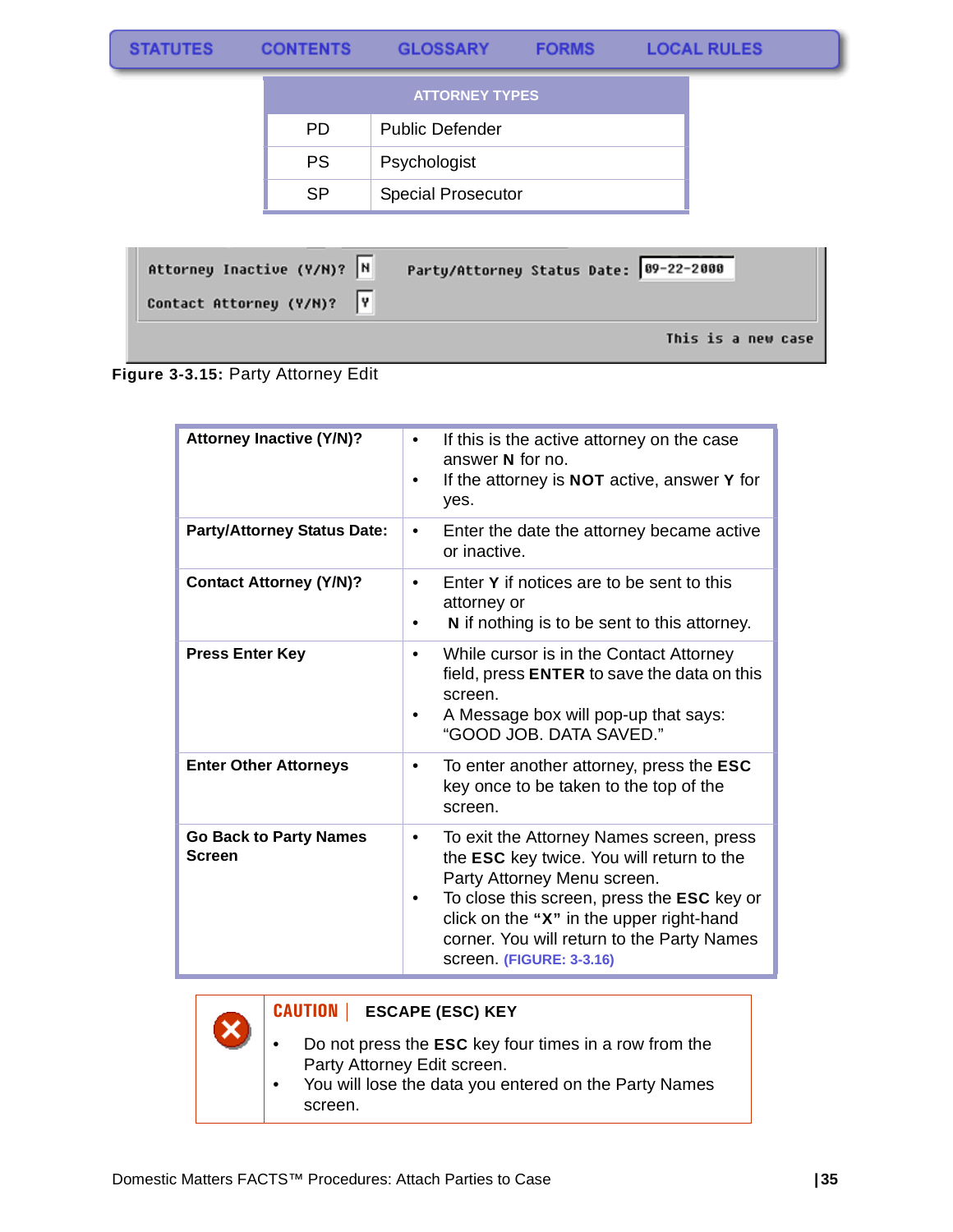STATUTES CONTENTS GLOSSARY FORMS LOCAL RULES

| ATTORNEY TYPES | |
|---|---|
| PD | Public Defender |
| PS | Psychologist |
| SP | Special Prosecutor |

Attorney Inactive (Y/N)? N Party/Attorney Status Date: 09-22-2000

Contact Attorney (Y/N)? Y

This is a new case

**Figure 3-3.15:** Party Attorney Edit

| | |
|---|---|
| **Attorney Inactive (Y/N)?** | • If this is the active attorney on the case answer **N** for no.<br>• If the attorney is **NOT** active, answer **Y** for yes. |
| **Party/Attorney Status Date:** | • Enter the date the attorney became active or inactive. |
| **Contact Attorney (Y/N)?** | • Enter **Y** if notices are to be sent to this attorney or<br>• **N** if nothing is to be sent to this attorney. |
| **Press Enter Key** | • While cursor is in the Contact Attorney field, press **ENTER** to save the data on this screen.<br>• A Message box will pop-up that says: “GOOD JOB. DATA SAVED.” |
| **Enter Other Attorneys** | • To enter another attorney, press the **ESC** key once to be taken to the top of the screen. |
| **Go Back to Party Names Screen** | • To exit the Attorney Names screen, press the **ESC** key twice. You will return to the Party Attorney Menu screen.<br>• To close this screen, press the **ESC** key or click on the **“X”** in the upper right-hand corner. You will return to the Party Names screen. (FIGURE: 3-3.16) |

**CAUTION | ESCAPE (ESC) KEY**

- Do not press the **ESC** key four times in a row from the Party Attorney Edit screen.
- You will lose the data you entered on the Party Names screen.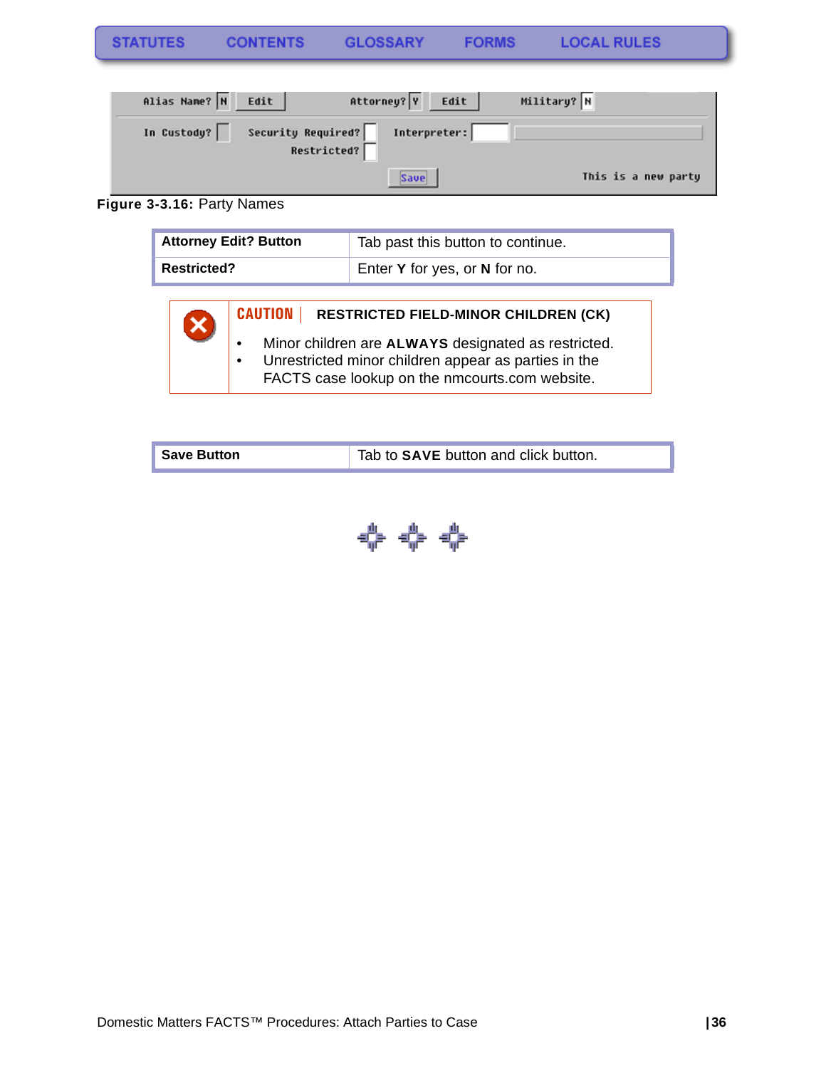Alias Name? N Edit Attorney? Y Edit Military? N

In Custody? Security Required? Interpreter:

Restricted?

Save This is a new party

**Figure 3-3.16:** Party Names

| | |
|---|---|
| **Attorney Edit? Button** | Tab past this button to continue. |
| **Restricted?** | Enter **Y** for yes, or **N** for no. |

**CAUTION** | **RESTRICTED FIELD-MINOR CHILDREN (CK)**

- Minor children are **ALWAYS** designated as restricted.
- Unrestricted minor children appear as parties in the FACTS case lookup on the nmcourts.com website.

| | |
|---|---|
| **Save Button** | Tab to **SAVE** button and click button. |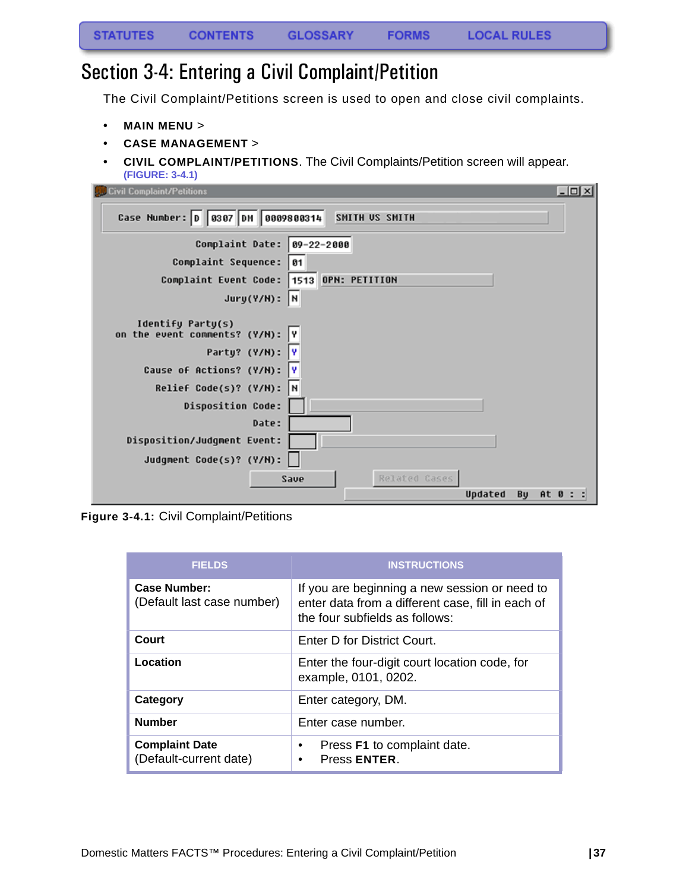STATUTES CONTENTS GLOSSARY FORMS LOCAL RULES

# Section 3-4: Entering a Civil Complaint/Petition

The Civil Complaint/Petitions screen is used to open and close civil complaints.

- **MAIN MENU** >
- **CASE MANAGEMENT** >
- **CIVIL COMPLAINT/PETITIONS**. The Civil Complaints/Petition screen will appear. (FIGURE: 3-4.1)

**Figure 3-4.1:** Civil Complaint/Petitions

| FIELDS | INSTRUCTIONS |
|---|---|
| **Case Number:** (Default last case number) | If you are beginning a new session or need to enter data from a different case, fill in each of the four subfields as follows: |
| **Court** | Enter D for District Court. |
| **Location** | Enter the four-digit court location code, for example, 0101, 0202. |
| **Category** | Enter category, DM. |
| **Number** | Enter case number. |
| **Complaint Date** (Default-current date) | • Press **F1** to complaint date.<br>• Press **ENTER**. |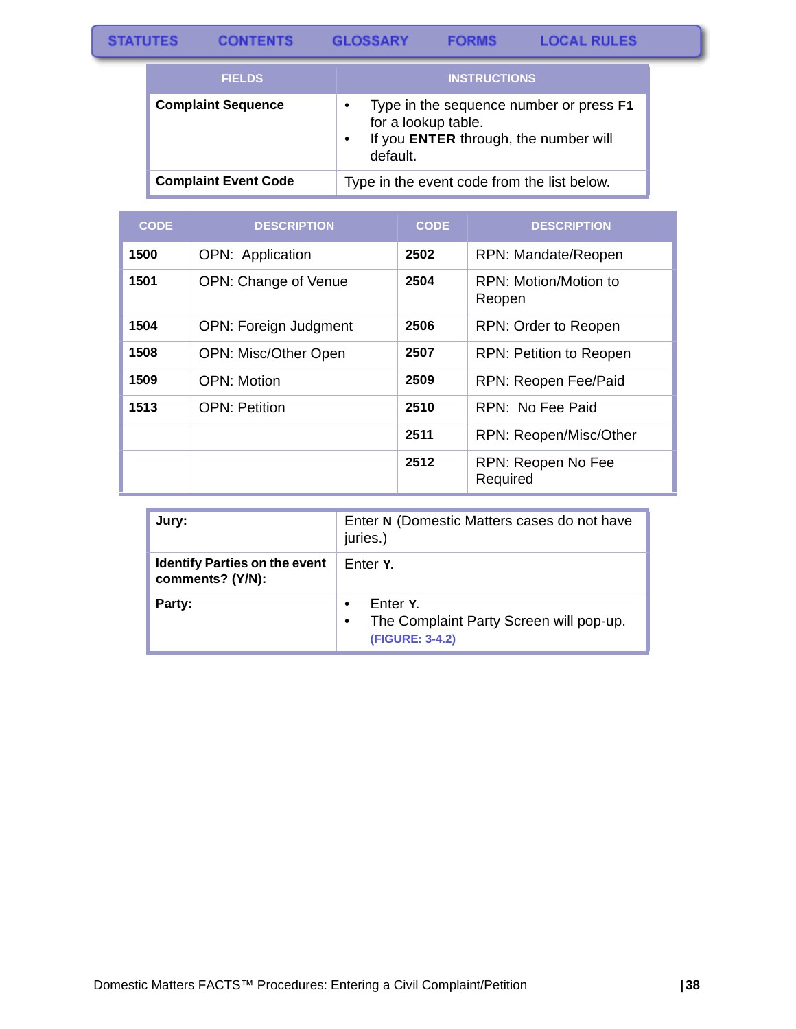STATUTES CONTENTS GLOSSARY FORMS LOCAL RULES

| FIELDS | INSTRUCTIONS |
|---|---|
| **Complaint Sequence** | • Type in the sequence number or press **F1** for a lookup table.<br>• If you **ENTER** through, the number will default. |
| **Complaint Event Code** | Type in the event code from the list below. |

| CODE | DESCRIPTION | CODE | DESCRIPTION |
|---|---|---|---|
| **1500** | OPN: Application | **2502** | RPN: Mandate/Reopen |
| **1501** | OPN: Change of Venue | **2504** | RPN: Motion/Motion to Reopen |
| **1504** | OPN: Foreign Judgment | **2506** | RPN: Order to Reopen |
| **1508** | OPN: Misc/Other Open | **2507** | RPN: Petition to Reopen |
| **1509** | OPN: Motion | **2509** | RPN: Reopen Fee/Paid |
| **1513** | OPN: Petition | **2510** | RPN: No Fee Paid |
| | | **2511** | RPN: Reopen/Misc/Other |
| | | **2512** | RPN: Reopen No Fee Required |

| | |
|---|---|
| **Jury:** | Enter **N** (Domestic Matters cases do not have juries.) |
| **Identify Parties on the event comments? (Y/N):** | Enter **Y**. |
| **Party:** | • Enter **Y**.<br>• The Complaint Party Screen will pop-up. **(FIGURE: 3-4.2)** |

Domestic Matters FACTS™ Procedures: Entering a Civil Complaint/Petition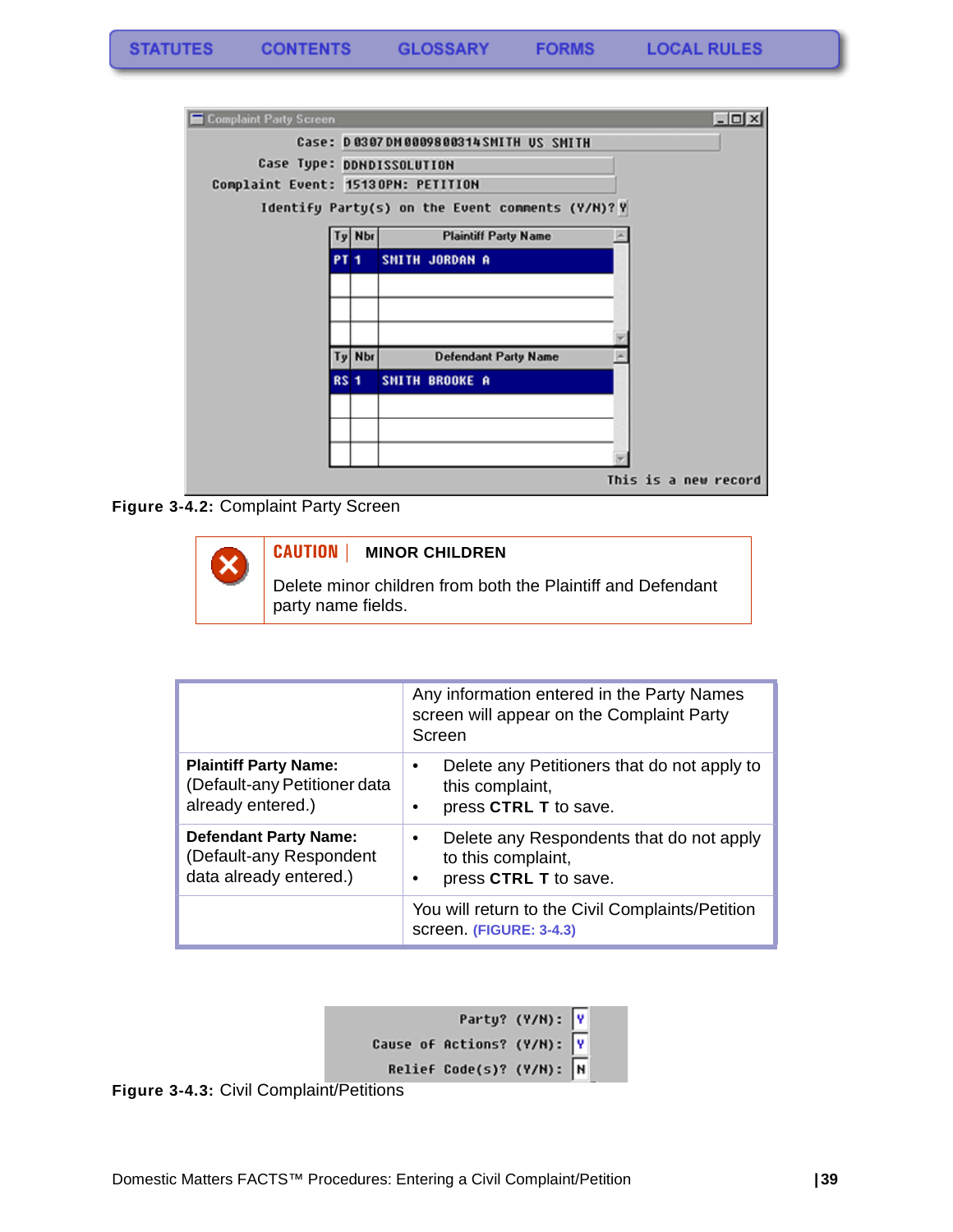Figure 3-4.2: Complaint Party Screen

**CAUTION | MINOR CHILDREN**

Delete minor children from both the Plaintiff and Defendant party name fields.

| | |
|---|---|
| | Any information entered in the Party Names screen will appear on the Complaint Party Screen |
| **Plaintiff Party Name:** (Default-any Petitioner data already entered.) | • Delete any Petitioners that do not apply to this complaint,<br>• press **CTRL T** to save. |
| **Defendant Party Name:** (Default-any Respondent data already entered.) | • Delete any Respondents that do not apply to this complaint,<br>• press **CTRL T** to save. |
| | You will return to the Civil Complaints/Petition screen. (FIGURE: 3-4.3) |

Figure 3-4.3: Civil Complaint/Petitions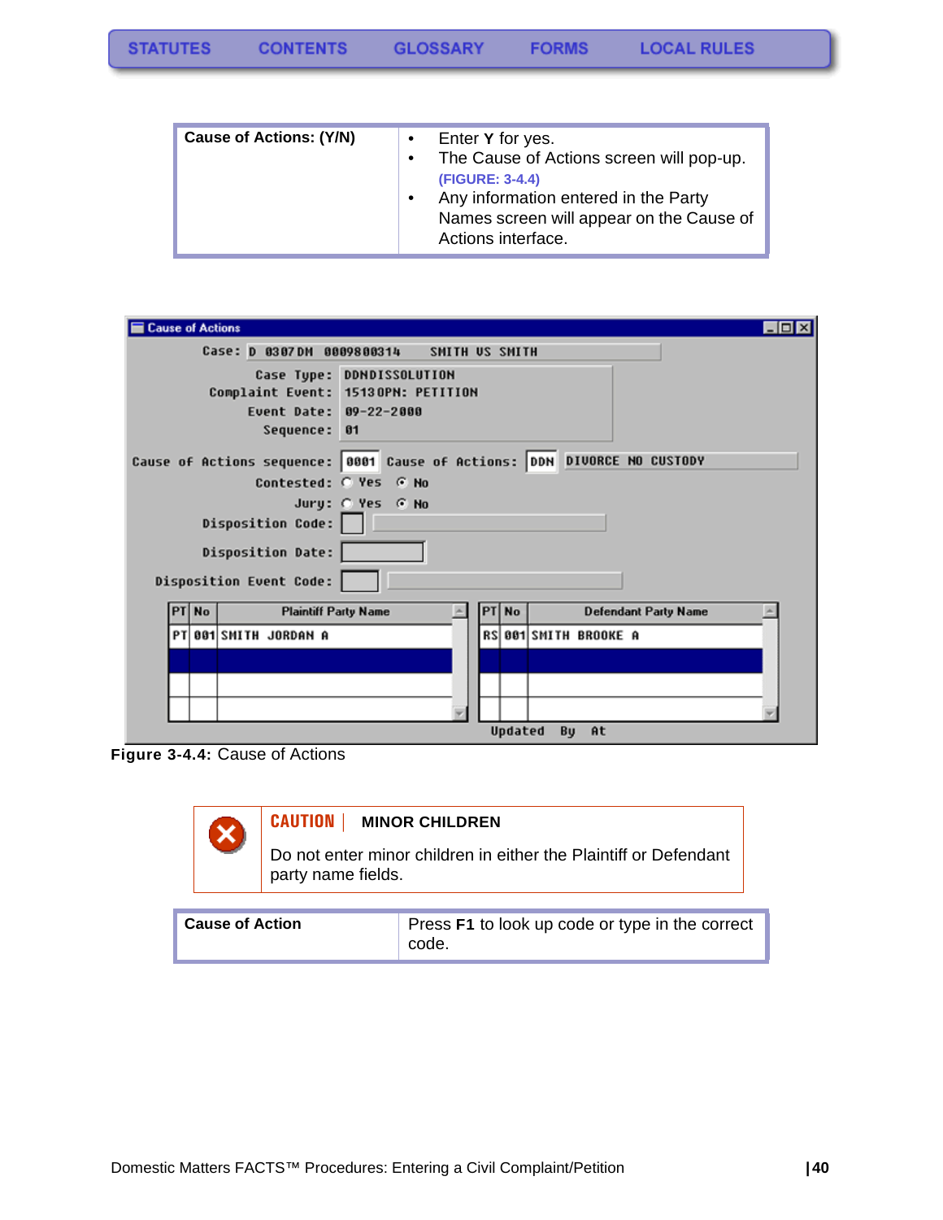| | |
|---|---|
| **Cause of Actions: (Y/N)** | • Enter **Y** for yes.<br>• The Cause of Actions screen will pop-up. (FIGURE: 3-4.4)<br>• Any information entered in the Party Names screen will appear on the Cause of Actions interface. |

**Figure 3-4.4:** Cause of Actions

**CAUTION | MINOR CHILDREN**

Do not enter minor children in either the Plaintiff or Defendant party name fields.

| | |
|---|---|
| **Cause of Action** | Press **F1** to look up code or type in the correct code. |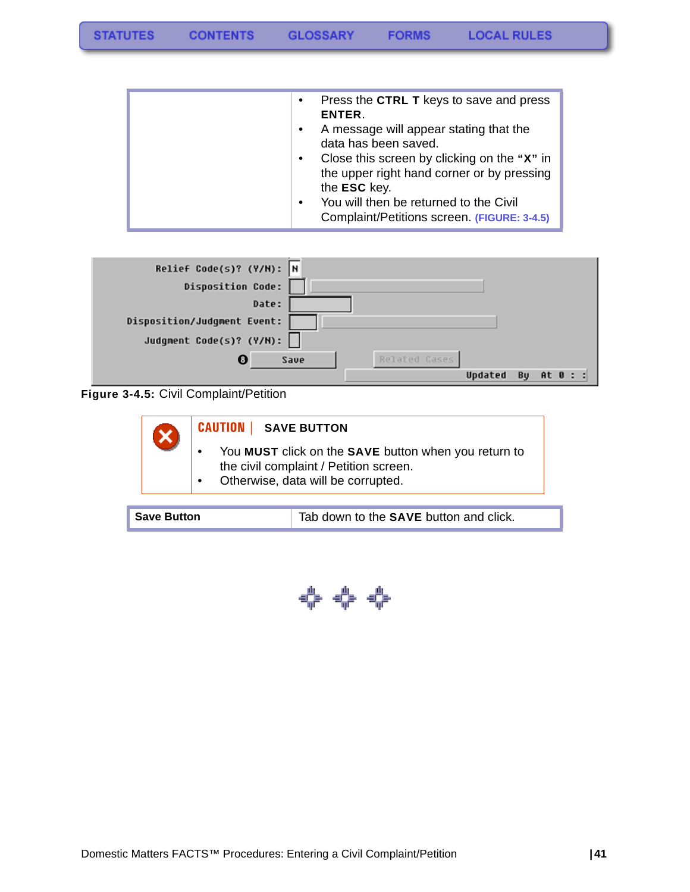| | |
|---|---|
| | • Press the **CTRL T** keys to save and press **ENTER**.<br>• A message will appear stating that the data has been saved.<br>• Close this screen by clicking on the **"X"** in the upper right hand corner or by pressing the **ESC** key.<br>• You will then be returned to the Civil Complaint/Petitions screen. **(FIGURE: 3-4.5)** |

**Figure 3-4.5:** Civil Complaint/Petition

**CAUTION** | **SAVE BUTTON**

- You **MUST** click on the **SAVE** button when you return to the civil complaint / Petition screen.
- Otherwise, data will be corrupted.

| | |
|---|---|
| **Save Button** | Tab down to the **SAVE** button and click. |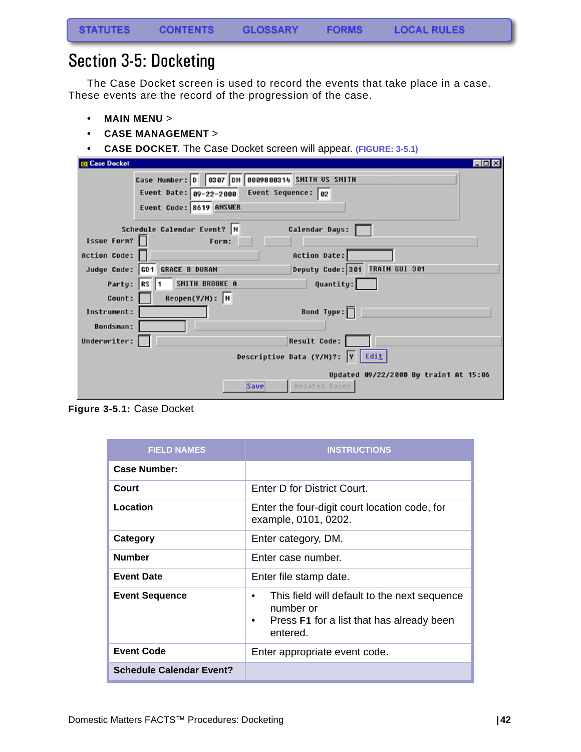STATUTES CONTENTS GLOSSARY FORMS LOCAL RULES

# Section 3-5: Docketing

The Case Docket screen is used to record the events that take place in a case. These events are the record of the progression of the case.

- **MAIN MENU** >
- **CASE MANAGEMENT** >
- **CASE DOCKET**. The Case Docket screen will appear. (FIGURE: 3-5.1)

**Figure 3-5.1:** Case Docket

| FIELD NAMES | INSTRUCTIONS |
|---|---|
| **Case Number:** | |
| **Court** | Enter D for District Court. |
| **Location** | Enter the four-digit court location code, for example, 0101, 0202. |
| **Category** | Enter category, DM. |
| **Number** | Enter case number. |
| **Event Date** | Enter file stamp date. |
| **Event Sequence** | • This field will default to the next sequence number or<br>• Press **F1** for a list that has already been entered. |
| **Event Code** | Enter appropriate event code. |
| **Schedule Calendar Event?** | |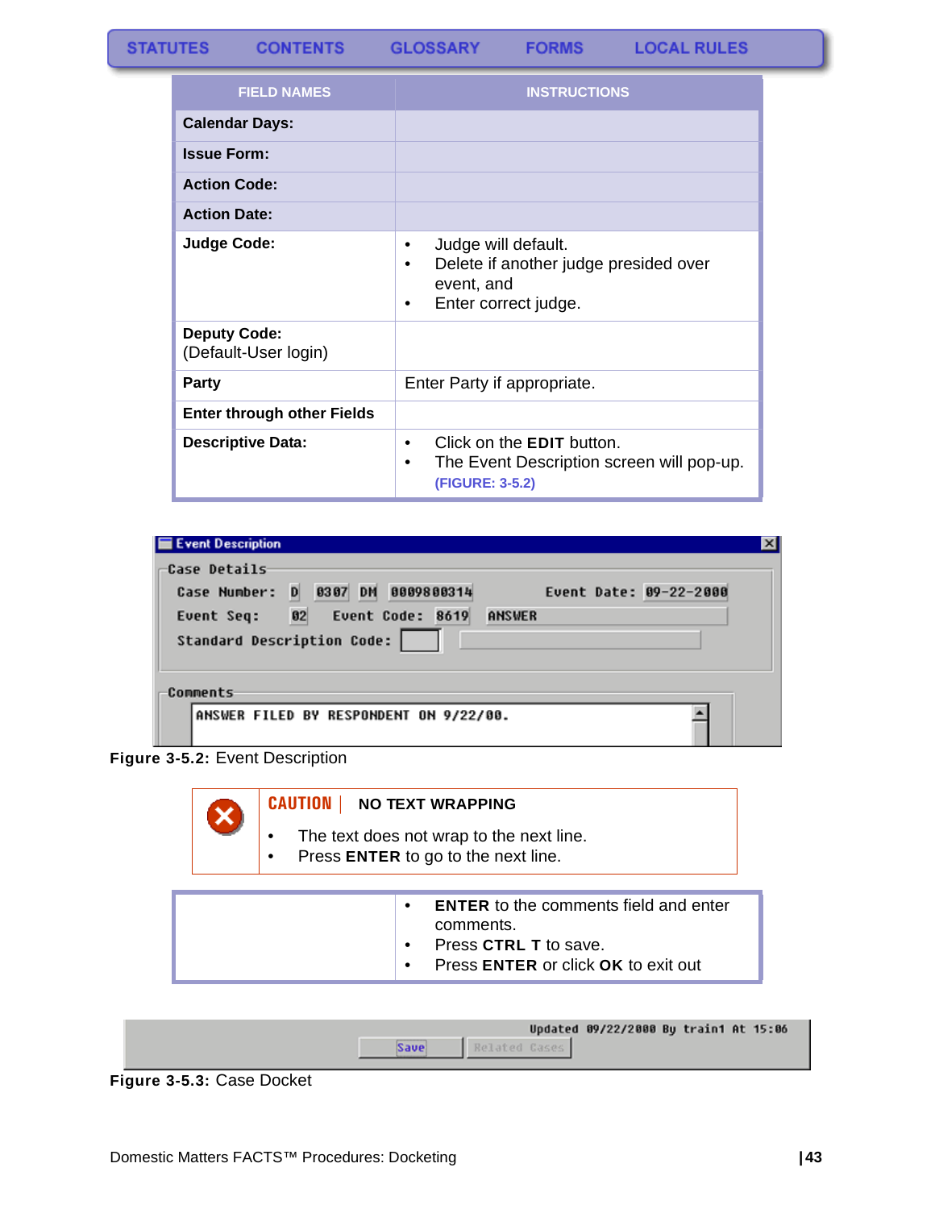STATUTES CONTENTS GLOSSARY FORMS LOCAL RULES

| FIELD NAMES | INSTRUCTIONS |
|---|---|
| **Calendar Days:** | |
| **Issue Form:** | |
| **Action Code:** | |
| **Action Date:** | |
| **Judge Code:** | • Judge will default.<br>• Delete if another judge presided over event, and<br>• Enter correct judge. |
| **Deputy Code:**<br>(Default-User login) | |
| **Party** | Enter Party if appropriate. |
| **Enter through other Fields** | |
| **Descriptive Data:** | • Click on the **EDIT** button.<br>• The Event Description screen will pop-up. **(FIGURE: 3-5.2)** |

**Figure 3-5.2:** Event Description

**CAUTION** | **NO TEXT WRAPPING**

- The text does not wrap to the next line.
- Press **ENTER** to go to the next line.

| | |
|---|---|
| | • **ENTER** to the comments field and enter comments.<br>• Press **CTRL T** to save.<br>• Press **ENTER** or click **OK** to exit out |

**Figure 3-5.3:** Case Docket

Domestic Matters FACTS™ Procedures: Docketing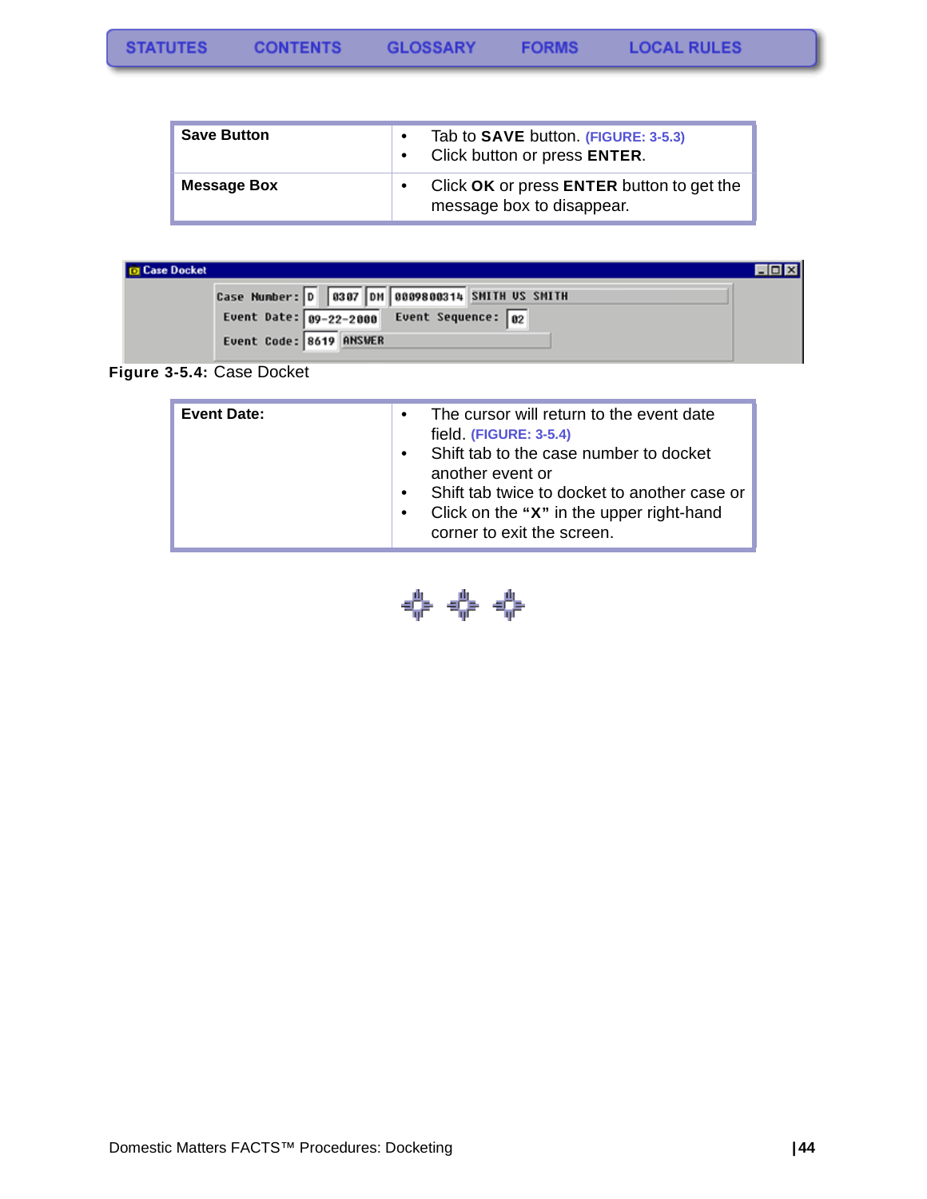| | |
|---|---|
| **Save Button** | • Tab to **SAVE** button. (FIGURE: 3-5.3)<br>• Click button or press **ENTER**. |
| **Message Box** | • Click **OK** or press **ENTER** button to get the message box to disappear. |

**Figure 3-5.4:** Case Docket

| | |
|---|---|
| **Event Date:** | • The cursor will return to the event date field. (FIGURE: 3-5.4)<br>• Shift tab to the case number to docket another event or<br>• Shift tab twice to docket to another case or<br>• Click on the **"X"** in the upper right-hand corner to exit the screen. |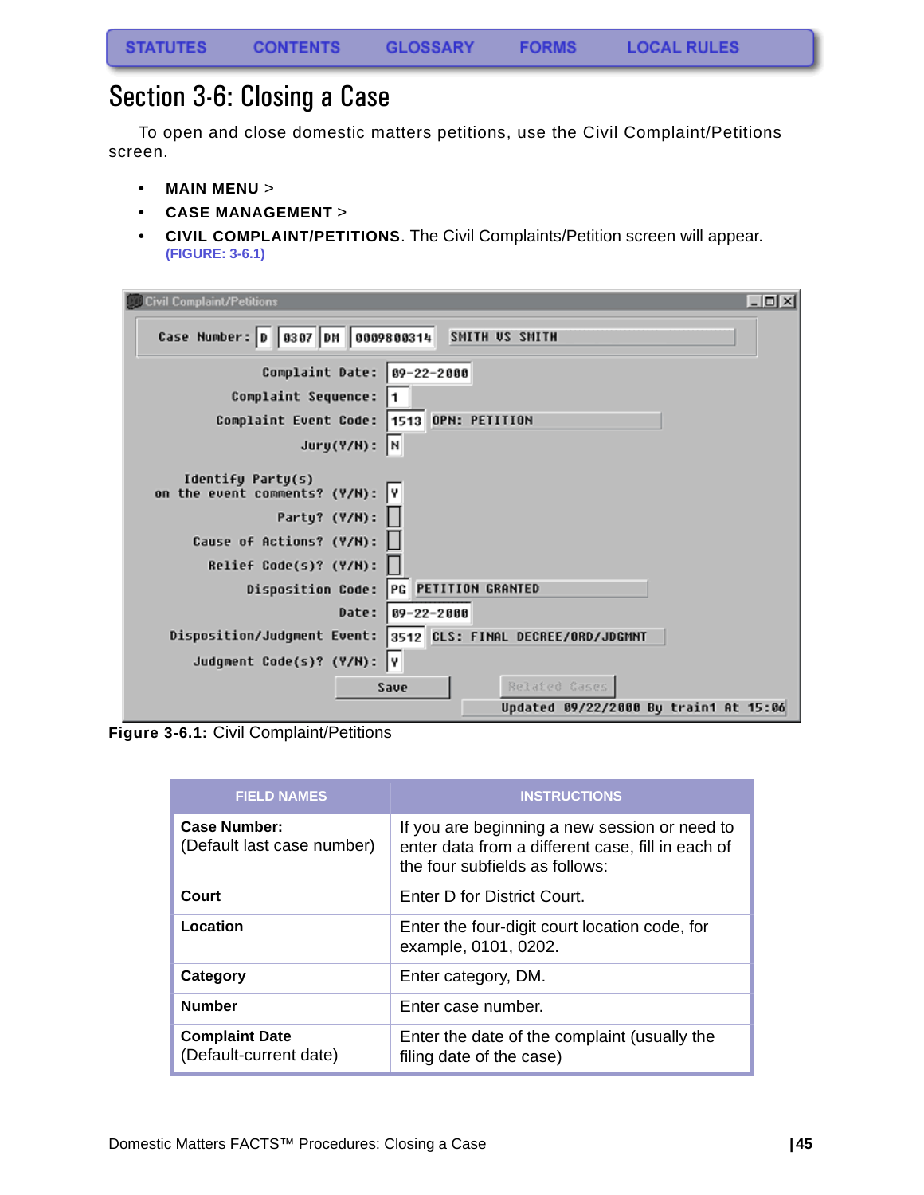STATUTES CONTENTS GLOSSARY FORMS LOCAL RULES

# Section 3-6: Closing a Case

To open and close domestic matters petitions, use the Civil Complaint/Petitions screen.

- **MAIN MENU** >
- **CASE MANAGEMENT** >
- **CIVIL COMPLAINT/PETITIONS**. The Civil Complaints/Petition screen will appear. (FIGURE: 3-6.1)

**Figure 3-6.1:** Civil Complaint/Petitions

| FIELD NAMES | INSTRUCTIONS |
|---|---|
| **Case Number:** (Default last case number) | If you are beginning a new session or need to enter data from a different case, fill in each of the four subfields as follows: |
| **Court** | Enter D for District Court. |
| **Location** | Enter the four-digit court location code, for example, 0101, 0202. |
| **Category** | Enter category, DM. |
| **Number** | Enter case number. |
| **Complaint Date** (Default-current date) | Enter the date of the complaint (usually the filing date of the case) |

Domestic Matters FACTS™ Procedures: Closing a Case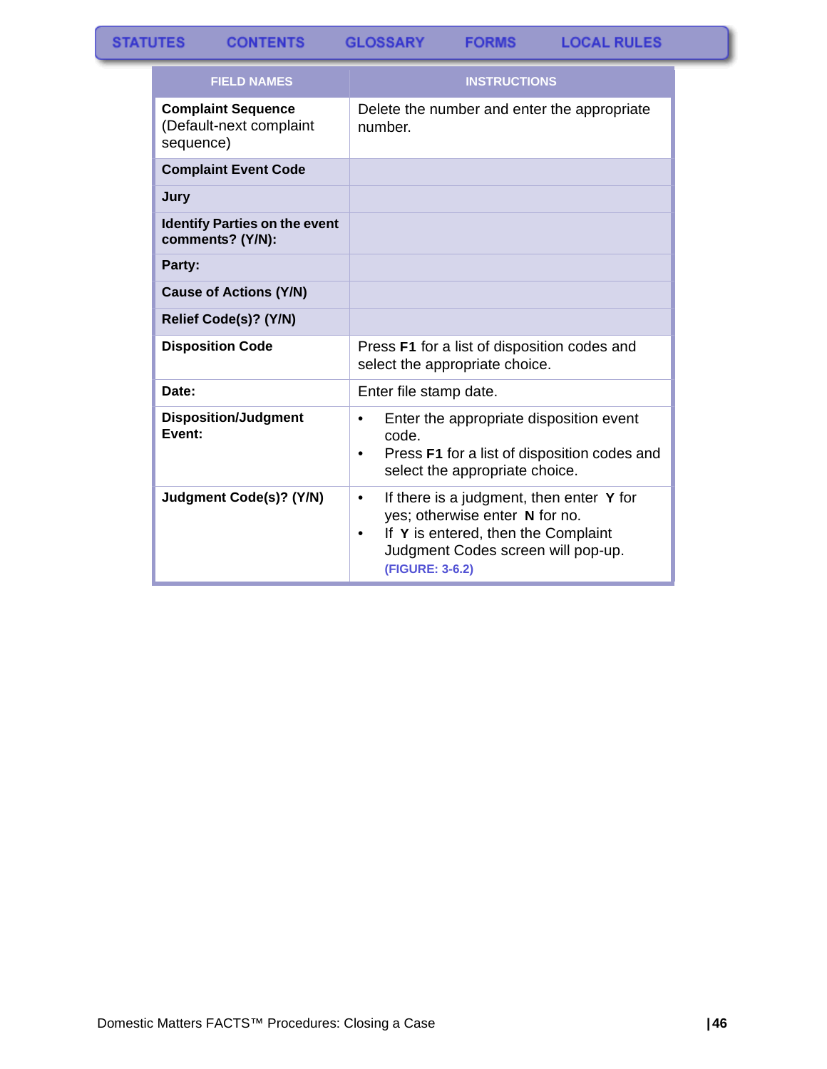| FIELD NAMES | INSTRUCTIONS |
|---|---|
| **Complaint Sequence** (Default-next complaint sequence) | Delete the number and enter the appropriate number. |
| **Complaint Event Code** | |
| **Jury** | |
| **Identify Parties on the event comments? (Y/N):** | |
| **Party:** | |
| **Cause of Actions (Y/N)** | |
| **Relief Code(s)? (Y/N)** | |
| **Disposition Code** | Press **F1** for a list of disposition codes and select the appropriate choice. |
| **Date:** | Enter file stamp date. |
| **Disposition/Judgment Event:** | • Enter the appropriate disposition event code.<br>• Press **F1** for a list of disposition codes and select the appropriate choice. |
| **Judgment Code(s)? (Y/N)** | • If there is a judgment, then enter **Y** for yes; otherwise enter **N** for no.<br>• If **Y** is entered, then the Complaint Judgment Codes screen will pop-up. **(FIGURE: 3-6.2)** |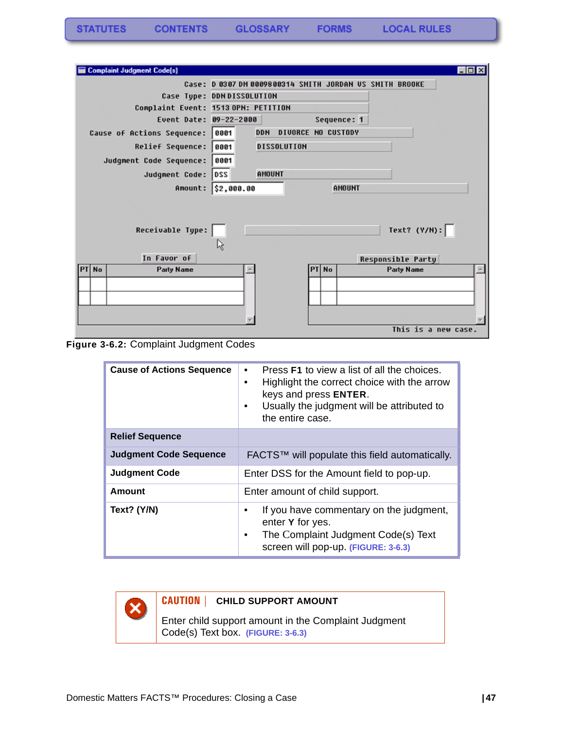STATUTES CONTENTS GLOSSARY FORMS LOCAL RULES

**Figure 3-6.2:** Complaint Judgment Codes

| | |
|---|---|
| **Cause of Actions Sequence** | • Press **F1** to view a list of all the choices.<br>• Highlight the correct choice with the arrow keys and press **ENTER**.<br>• Usually the judgment will be attributed to the entire case. |
| **Relief Sequence** | FACTS™ will populate this field automatically. |
| **Judgment Code Sequence** | |
| **Judgment Code** | Enter DSS for the Amount field to pop-up. |
| **Amount** | Enter amount of child support. |
| **Text? (Y/N)** | • If you have commentary on the judgment, enter **Y** for yes.<br>• The Complaint Judgment Code(s) Text screen will pop-up. (FIGURE: 3-6.3) |

**CAUTION | CHILD SUPPORT AMOUNT**

Enter child support amount in the Complaint Judgment Code(s) Text box. (FIGURE: 3-6.3)

Domestic Matters FACTS™ Procedures: Closing a Case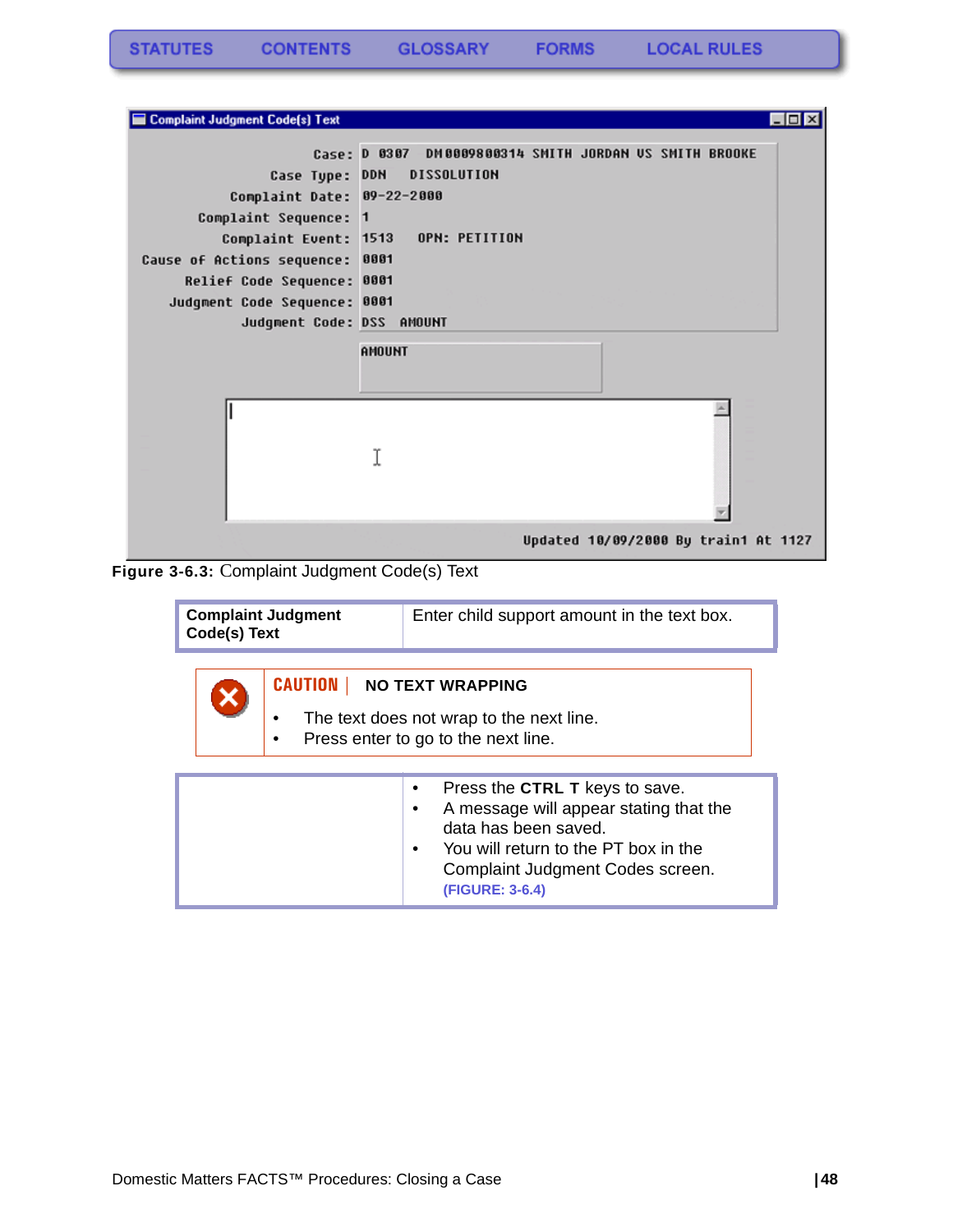STATUTES CONTENTS GLOSSARY FORMS LOCAL RULES

Complaint Judgment Code(s) Text

Case: D 0307 DM0009800314 SMITH JORDAN VS SMITH BROOKE
Case Type: DDN DISSOLUTION
Complaint Date: 09-22-2000
Complaint Sequence: 1
Complaint Event: 1513 OPN: PETITION
Cause of Actions sequence: 0001
Relief Code Sequence: 0001
Judgment Code Sequence: 0001
Judgment Code: DSS AMOUNT

AMOUNT

Updated 10/09/2000 By train1 At 1127

**Figure 3-6.3:** Complaint Judgment Code(s) Text

| | |
|---|---|
| **Complaint Judgment Code(s) Text** | Enter child support amount in the text box. |

**CAUTION** | **NO TEXT WRAPPING**

- The text does not wrap to the next line.
- Press enter to go to the next line.

| | |
|---|---|
| | • Press the **CTRL T** keys to save.<br>• A message will appear stating that the data has been saved.<br>• You will return to the PT box in the Complaint Judgment Codes screen. **(FIGURE: 3-6.4)** |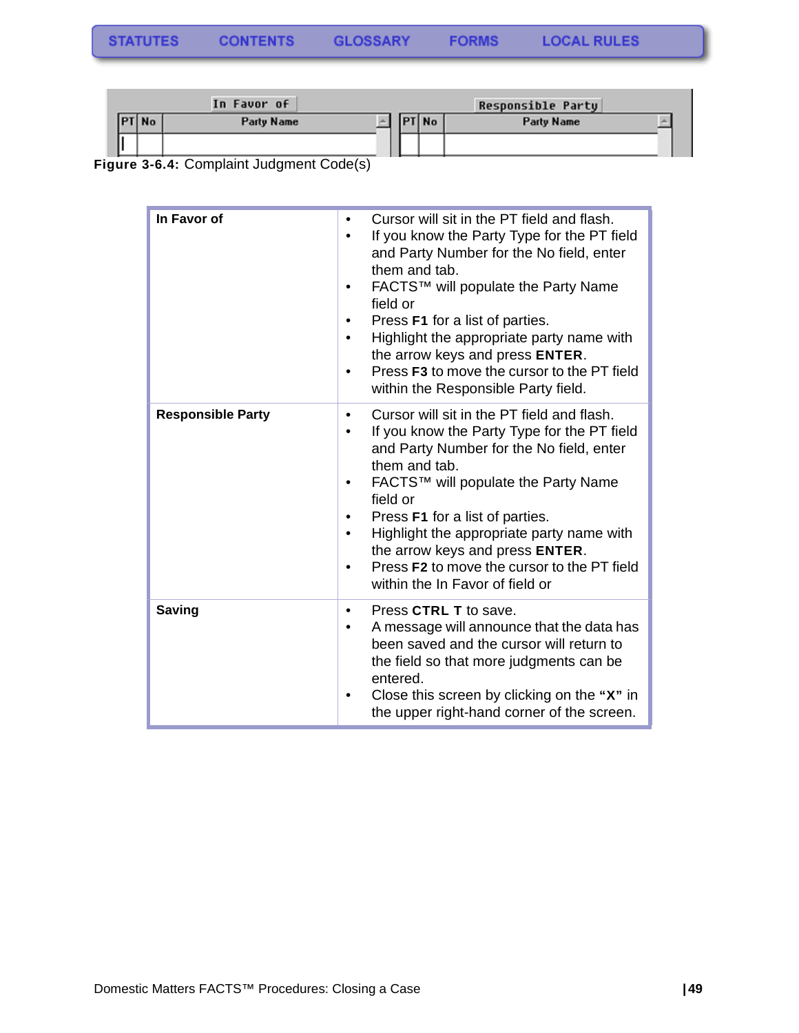STATUTES CONTENTS GLOSSARY FORMS LOCAL RULES

**Figure 3-6.4:** Complaint Judgment Code(s)

| | |
|---|---|
| **In Favor of** | • Cursor will sit in the PT field and flash.<br>• If you know the Party Type for the PT field and Party Number for the No field, enter them and tab.<br>• FACTS™ will populate the Party Name field or<br>• Press **F1** for a list of parties.<br>• Highlight the appropriate party name with the arrow keys and press **ENTER**.<br>• Press **F3** to move the cursor to the PT field within the Responsible Party field. |
| **Responsible Party** | • Cursor will sit in the PT field and flash.<br>• If you know the Party Type for the PT field and Party Number for the No field, enter them and tab.<br>• FACTS™ will populate the Party Name field or<br>• Press **F1** for a list of parties.<br>• Highlight the appropriate party name with the arrow keys and press **ENTER**.<br>• Press **F2** to move the cursor to the PT field within the In Favor of field or |
| **Saving** | • Press **CTRL T** to save.<br>• A message will announce that the data has been saved and the cursor will return to the field so that more judgments can be entered.<br>• Close this screen by clicking on the **"X"** in the upper right-hand corner of the screen. |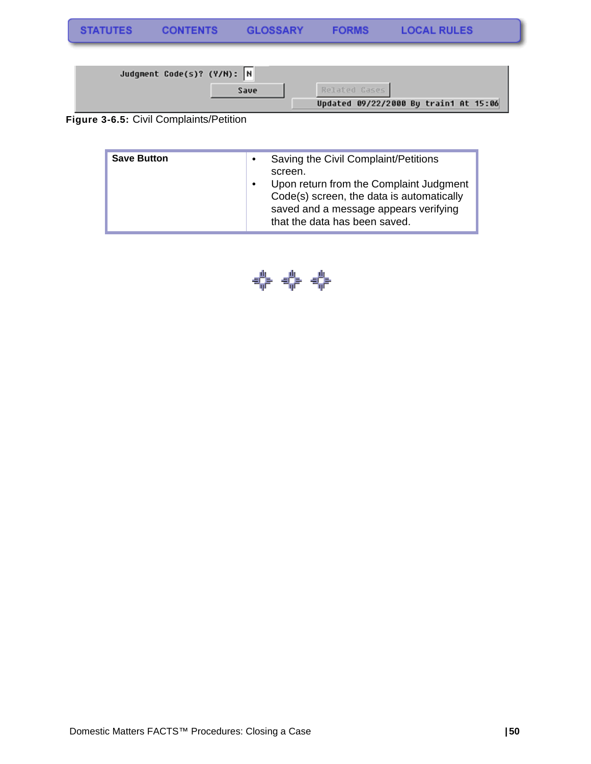Judgment Code(s)? (Y/N): N

Save

Related Cases

Updated 09/22/2000 By train1 At 15:06

**Figure 3-6.5:** Civil Complaints/Petition

| | |
|---|---|
| **Save Button** | • Saving the Civil Complaint/Petitions screen.<br>• Upon return from the Complaint Judgment Code(s) screen, the data is automatically saved and a message appears verifying that the data has been saved. |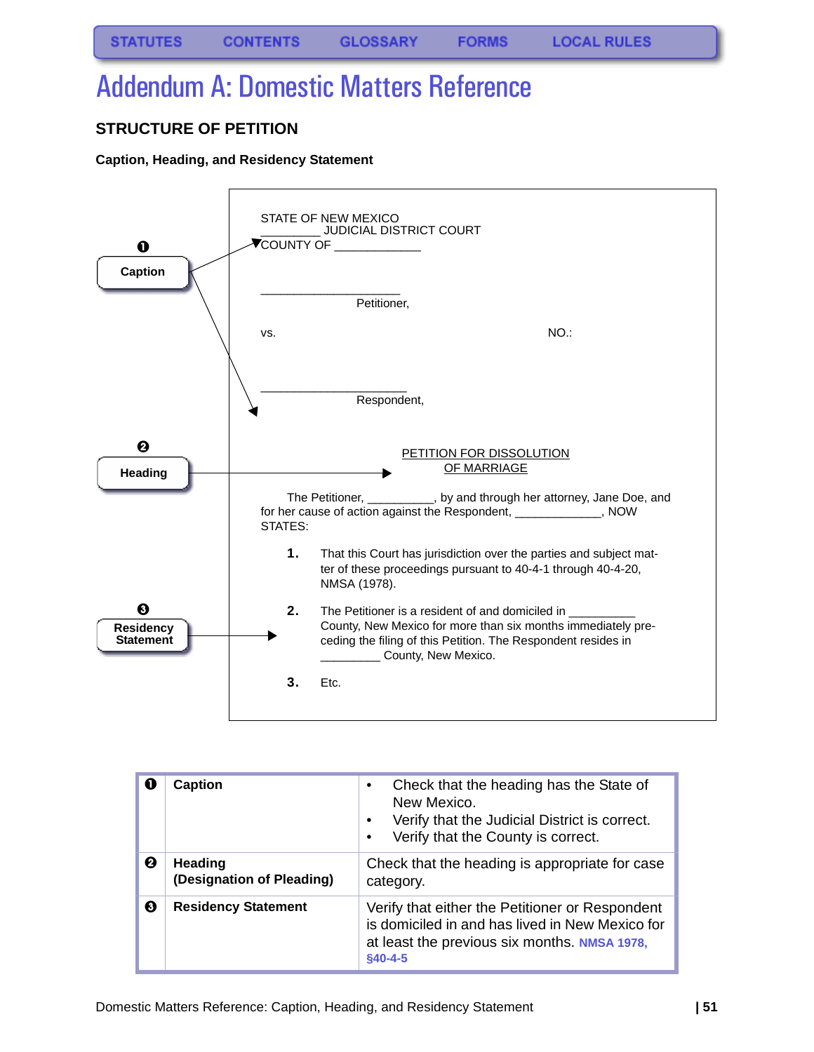STATUTES CONTENTS GLOSSARY FORMS LOCAL RULES

# Addendum A: Domestic Matters Reference

## STRUCTURE OF PETITION

### Caption, Heading, and Residency Statement

❶ Caption

❷ Heading

❸ Residency Statement

STATE OF NEW MEXICO
_________ JUDICIAL DISTRICT COURT
COUNTY OF _____________

_______________________
Petitioner,

vs. NO.:

_______________________
Respondent,

PETITION FOR DISSOLUTION
OF MARRIAGE

The Petitioner, __________, by and through her attorney, Jane Doe, and for her cause of action against the Respondent, _____________, NOW STATES:

1. That this Court has jurisdiction over the parties and subject matter of these proceedings pursuant to 40-4-1 through 40-4-20, NMSA (1978).
2. The Petitioner is a resident of and domiciled in __________ County, New Mexico for more than six months immediately preceding the filing of this Petition. The Respondent resides in _________ County, New Mexico.
3. Etc.

| | | |
|---|---|---|
| ❶ | **Caption** | • Check that the heading has the State of New Mexico.<br>• Verify that the Judicial District is correct.<br>• Verify that the County is correct. |
| ❷ | **Heading (Designation of Pleading)** | Check that the heading is appropriate for case category. |
| ❸ | **Residency Statement** | Verify that either the Petitioner or Respondent is domiciled in and has lived in New Mexico for at least the previous six months. NMSA 1978, §40-4-5 |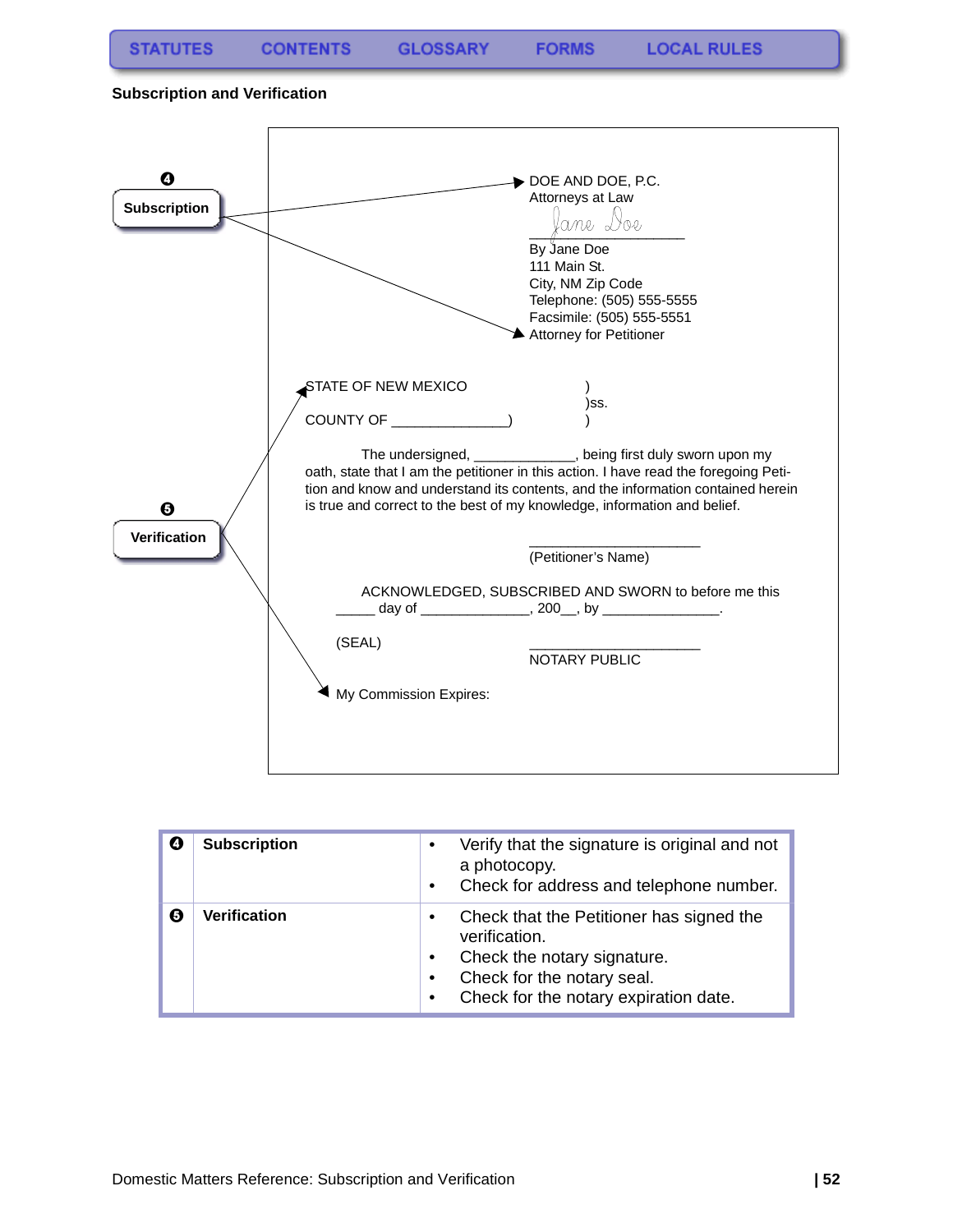STATUTES CONTENTS GLOSSARY FORMS LOCAL RULES

**Subscription and Verification**

❹ **Subscription**

DOE AND DOE, P.C.
Attorneys at Law

Jane Doe ____________________
By Jane Doe
111 Main St.
City, NM Zip Code
Telephone: (505) 555-5555
Facsimile: (505) 555-5551
Attorney for Petitioner

❺ **Verification**

STATE OF NEW MEXICO )
)ss.
COUNTY OF _______________) )

The undersigned, _____________, being first duly sworn upon my oath, state that I am the petitioner in this action. I have read the foregoing Petition and know and understand its contents, and the information contained herein is true and correct to the best of my knowledge, information and belief.

______________________
(Petitioner's Name)

ACKNOWLEDGED, SUBSCRIBED AND SWORN to before me this _____ day of ______________, 200__, by _______________.

(SEAL) ______________________
NOTARY PUBLIC

My Commission Expires:

| | | |
|---|---|---|
| ❹ | **Subscription** | • Verify that the signature is original and not a photocopy.<br>• Check for address and telephone number. |
| ❺ | **Verification** | • Check that the Petitioner has signed the verification.<br>• Check the notary signature.<br>• Check for the notary seal.<br>• Check for the notary expiration date. |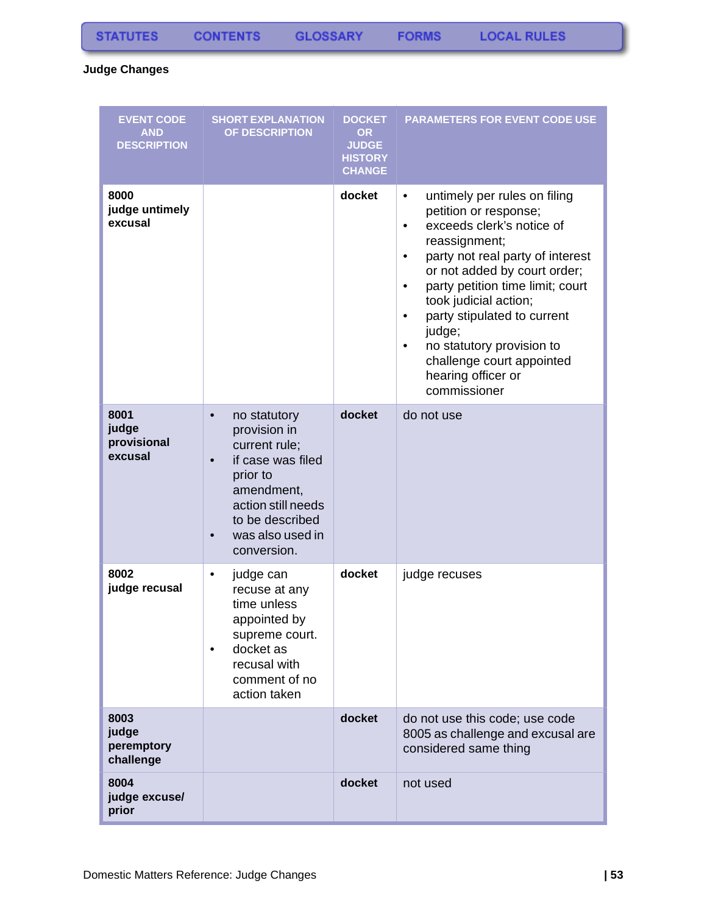STATUTES CONTENTS GLOSSARY FORMS LOCAL RULES

**Judge Changes**

| EVENT CODE AND DESCRIPTION | SHORT EXPLANATION OF DESCRIPTION | DOCKET OR JUDGE HISTORY CHANGE | PARAMETERS FOR EVENT CODE USE |
|---|---|---|---|
| **8000 judge untimely excusal** | | **docket** | • untimely per rules on filing petition or response; • exceeds clerk's notice of reassignment; • party not real party of interest or not added by court order; • party petition time limit; court took judicial action; • party stipulated to current judge; • no statutory provision to challenge court appointed hearing officer or commissioner |
| **8001 judge provisional excusal** | • no statutory provision in current rule; • if case was filed prior to amendment, action still needs to be described • was also used in conversion. | **docket** | do not use |
| **8002 judge recusal** | • judge can recuse at any time unless appointed by supreme court. • docket as recusal with comment of no action taken | **docket** | judge recuses |
| **8003 judge peremptory challenge** | | **docket** | do not use this code; use code 8005 as challenge and excusal are considered same thing |
| **8004 judge excuse/ prior** | | **docket** | not used |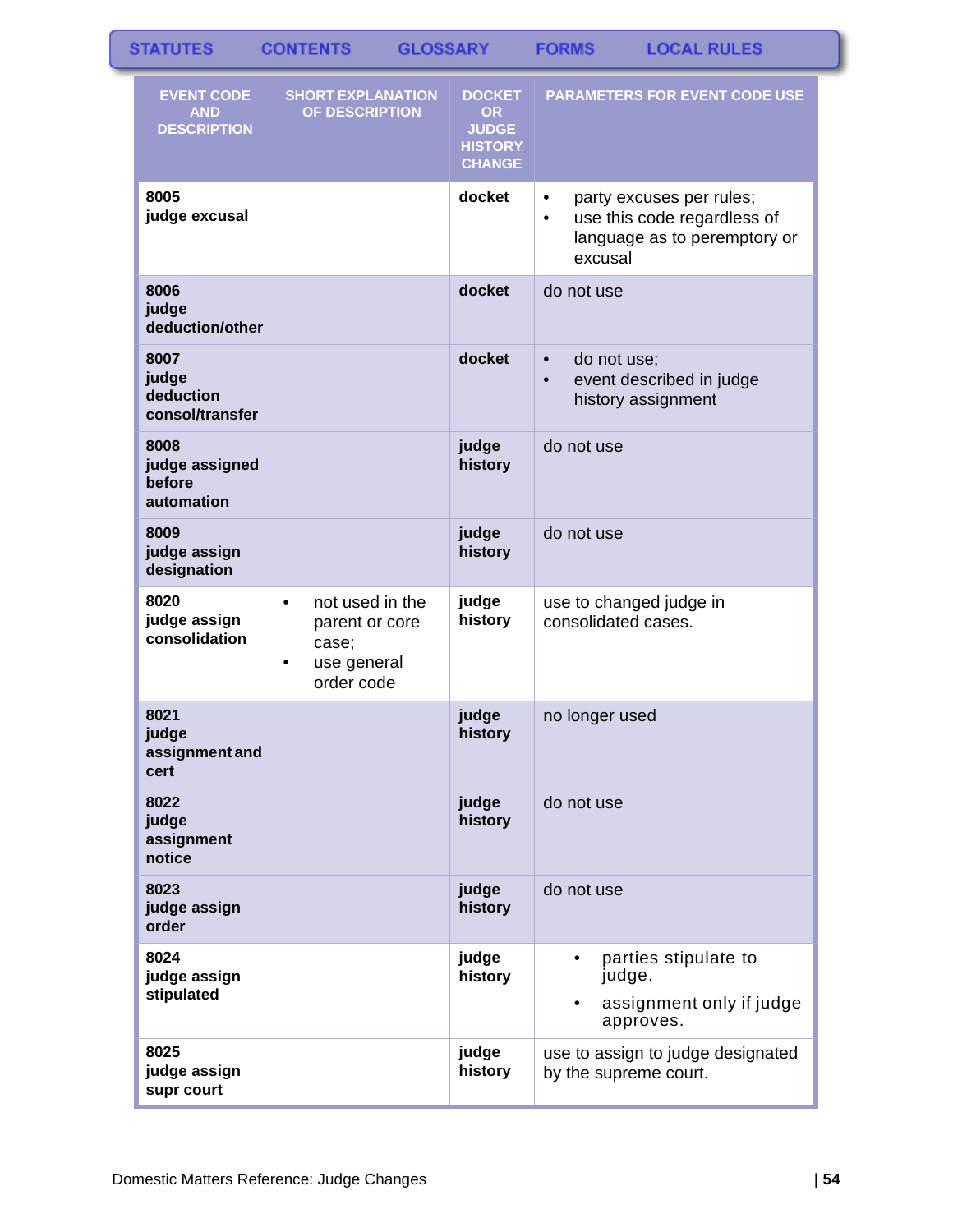STATUTES CONTENTS GLOSSARY FORMS LOCAL RULES

| EVENT CODE AND DESCRIPTION | SHORT EXPLANATION OF DESCRIPTION | DOCKET OR JUDGE HISTORY CHANGE | PARAMETERS FOR EVENT CODE USE |
|---|---|---|---|
| **8005 judge excusal** | | **docket** | • party excuses per rules; • use this code regardless of language as to peremptory or excusal |
| **8006 judge deduction/other** | | **docket** | do not use |
| **8007 judge deduction consol/transfer** | | **docket** | • do not use; • event described in judge history assignment |
| **8008 judge assigned before automation** | | **judge history** | do not use |
| **8009 judge assign designation** | | **judge history** | do not use |
| **8020 judge assign consolidation** | • not used in the parent or core case; • use general order code | **judge history** | use to changed judge in consolidated cases. |
| **8021 judge assignment and cert** | | **judge history** | no longer used |
| **8022 judge assignment notice** | | **judge history** | do not use |
| **8023 judge assign order** | | **judge history** | do not use |
| **8024 judge assign stipulated** | | **judge history** | • parties stipulate to judge. • assignment only if judge approves. |
| **8025 judge assign supr court** | | **judge history** | use to assign to judge designated by the supreme court. |

Domestic Matters Reference: Judge Changes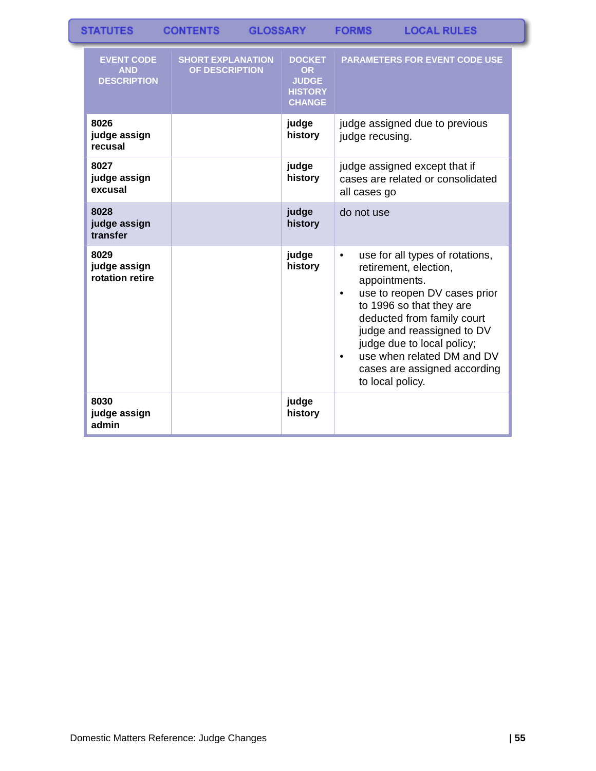STATUTES CONTENTS GLOSSARY FORMS LOCAL RULES

| EVENT CODE AND DESCRIPTION | SHORT EXPLANATION OF DESCRIPTION | DOCKET OR JUDGE HISTORY CHANGE | PARAMETERS FOR EVENT CODE USE |
|---|---|---|---|
| **8026 judge assign recusal** | | **judge history** | judge assigned due to previous judge recusing. |
| **8027 judge assign excusal** | | **judge history** | judge assigned except that if cases are related or consolidated all cases go |
| **8028 judge assign transfer** | | **judge history** | do not use |
| **8029 judge assign rotation retire** | | **judge history** | • use for all types of rotations, retirement, election, appointments. • use to reopen DV cases prior to 1996 so that they are deducted from family court judge and reassigned to DV judge due to local policy; • use when related DM and DV cases are assigned according to local policy. |
| **8030 judge assign admin** | | **judge history** | |

Domestic Matters Reference: Judge Changes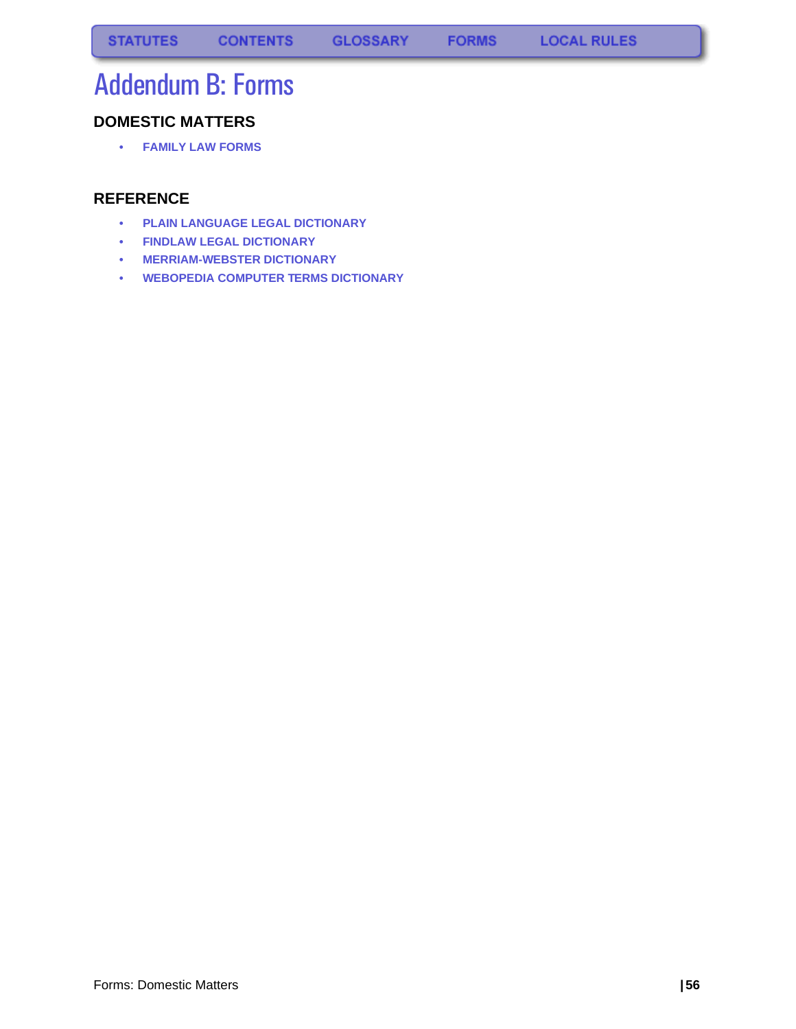STATUTES CONTENTS GLOSSARY FORMS LOCAL RULES

# Addendum B: Forms

## DOMESTIC MATTERS

- FAMILY LAW FORMS

## REFERENCE

- PLAIN LANGUAGE LEGAL DICTIONARY
- FINDLAW LEGAL DICTIONARY
- MERRIAM-WEBSTER DICTIONARY
- WEBOPEDIA COMPUTER TERMS DICTIONARY